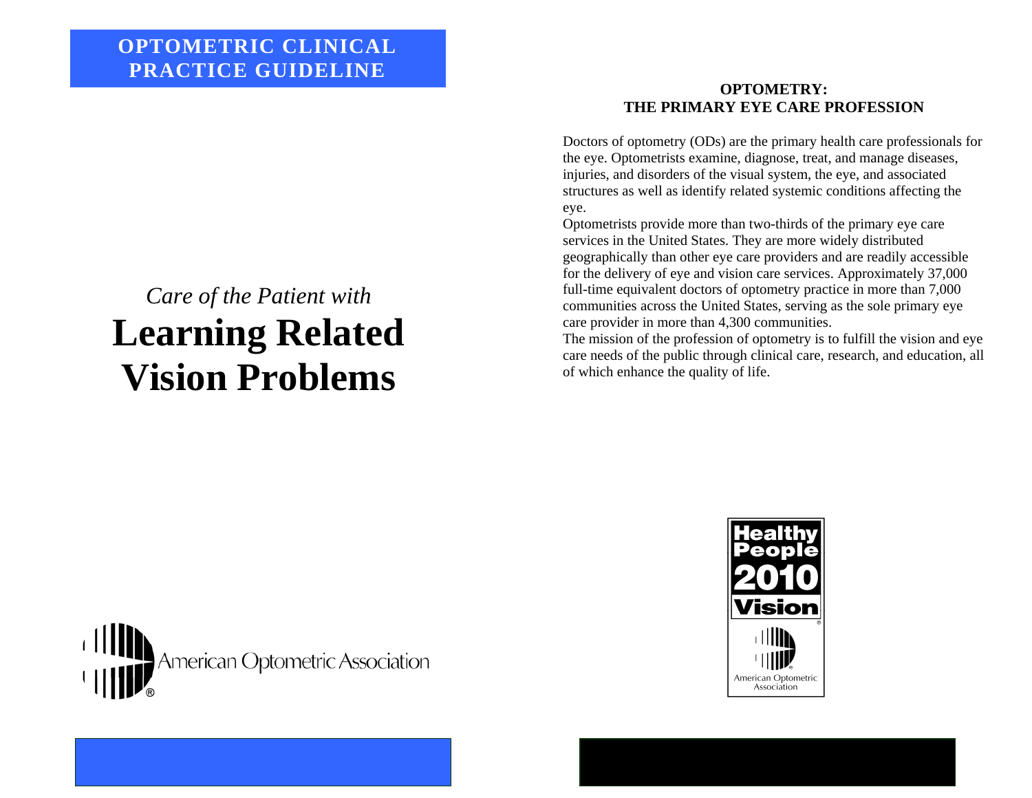**OPTOMETRIC CLINICAL PRACTICE GUIDELINE**

*Care of the Patient with*

# Learning Related Vision Problems

American Optometric Association

## OPTOMETRY: THE PRIMARY EYE CARE PROFESSION

Doctors of optometry (ODs) are the primary health care professionals for the eye. Optometrists examine, diagnose, treat, and manage diseases, injuries, and disorders of the visual system, the eye, and associated structures as well as identify related systemic conditions affecting the eye.

Optometrists provide more than two-thirds of the primary eye care services in the United States. They are more widely distributed geographically than other eye care providers and are readily accessible for the delivery of eye and vision care services. Approximately 37,000 full-time equivalent doctors of optometry practice in more than 7,000 communities across the United States, serving as the sole primary eye care provider in more than 4,300 communities.

The mission of the profession of optometry is to fulfill the vision and eye care needs of the public through clinical care, research, and education, all of which enhance the quality of life.

Healthy People 2010 Vision

American Optometric Association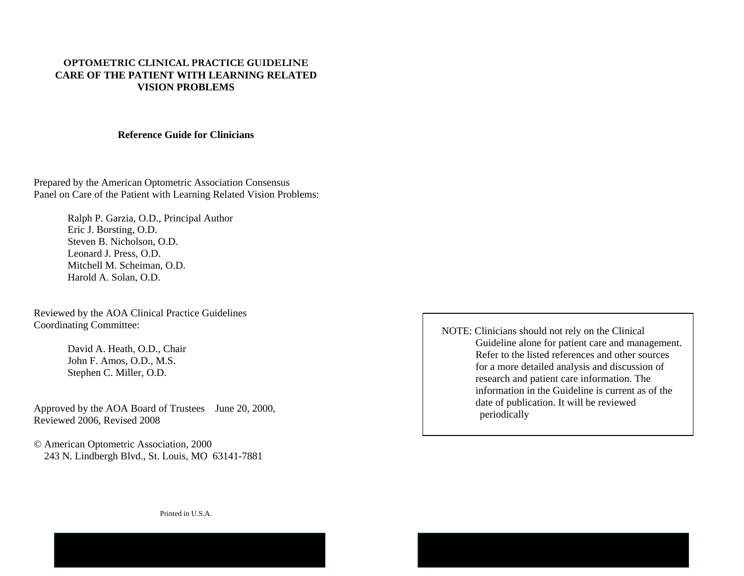# OPTOMETRIC CLINICAL PRACTICE GUIDELINE
# CARE OF THE PATIENT WITH LEARNING RELATED VISION PROBLEMS

**Reference Guide for Clinicians**

Prepared by the American Optometric Association Consensus Panel on Care of the Patient with Learning Related Vision Problems:

Ralph P. Garzia, O.D., Principal Author
Eric J. Borsting, O.D.
Steven B. Nicholson, O.D.
Leonard J. Press, O.D.
Mitchell M. Scheiman, O.D.
Harold A. Solan, O.D.

Reviewed by the AOA Clinical Practice Guidelines Coordinating Committee:

David A. Heath, O.D., Chair
John F. Amos, O.D., M.S.
Stephen C. Miller, O.D.

Approved by the AOA Board of Trustees June 20, 2000, Reviewed 2006, Revised 2008

© American Optometric Association, 2000
243 N. Lindbergh Blvd., St. Louis, MO 63141-7881

Printed in U.S.A.

NOTE: Clinicians should not rely on the Clinical Guideline alone for patient care and management. Refer to the listed references and other sources for a more detailed analysis and discussion of research and patient care information. The information in the Guideline is current as of the date of publication. It will be reviewed periodically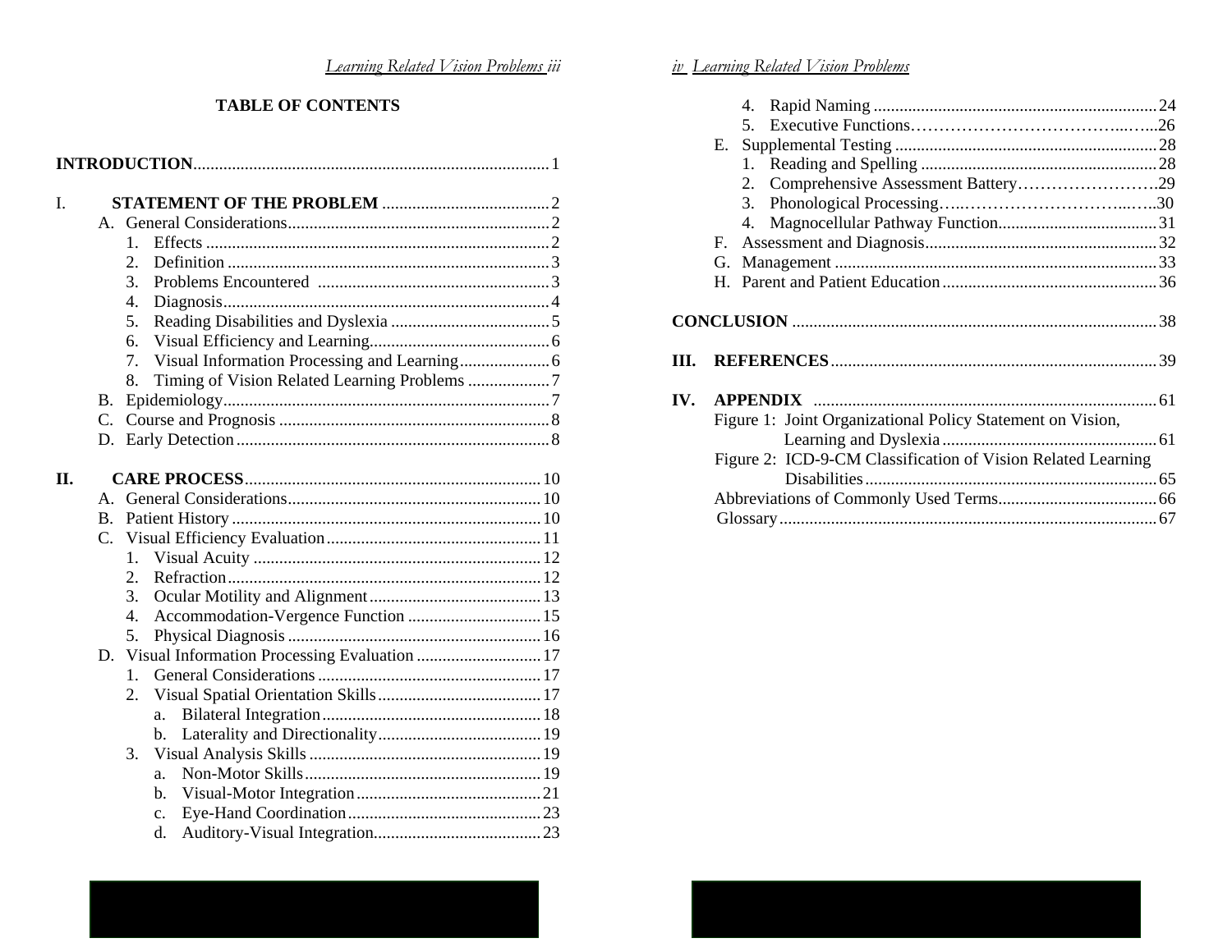# TABLE OF CONTENTS

**INTRODUCTION** ........ 1

**I. STATEMENT OF THE PROBLEM** ........ 2

- A. General Considerations ........ 2
  1. Effects ........ 2
  2. Definition ........ 3
  3. Problems Encountered ........ 3
  4. Diagnosis ........ 4
  5. Reading Disabilities and Dyslexia ........ 5
  6. Visual Efficiency and Learning ........ 6
  7. Visual Information Processing and Learning ........ 6
  8. Timing of Vision Related Learning Problems ........ 7
- B. Epidemiology ........ 7
- C. Course and Prognosis ........ 8
- D. Early Detection ........ 8

**II. CARE PROCESS** ........ 10

- A. General Considerations ........ 10
- B. Patient History ........ 10
- C. Visual Efficiency Evaluation ........ 11
  1. Visual Acuity ........ 12
  2. Refraction ........ 12
  3. Ocular Motility and Alignment ........ 13
  4. Accommodation-Vergence Function ........ 15
  5. Physical Diagnosis ........ 16
- D. Visual Information Processing Evaluation ........ 17
  1. General Considerations ........ 17
  2. Visual Spatial Orientation Skills ........ 17
     - a. Bilateral Integration ........ 18
     - b. Laterality and Directionality ........ 19
  3. Visual Analysis Skills ........ 19
     - a. Non-Motor Skills ........ 19
     - b. Visual-Motor Integration ........ 21
     - c. Eye-Hand Coordination ........ 23
     - d. Auditory-Visual Integration ........ 23
  4. Rapid Naming ........ 24
  5. Executive Functions ........ 26
- E. Supplemental Testing ........ 28
  1. Reading and Spelling ........ 28
  2. Comprehensive Assessment Battery ........ 29
  3. Phonological Processing ........ 30
  4. Magnocellular Pathway Function ........ 31
- F. Assessment and Diagnosis ........ 32
- G. Management ........ 33
- H. Parent and Patient Education ........ 36

**CONCLUSION** ........ 38

**III. REFERENCES** ........ 39

**IV. APPENDIX** ........ 61

- Figure 1: Joint Organizational Policy Statement on Vision, Learning and Dyslexia ........ 61
- Figure 2: ICD-9-CM Classification of Vision Related Learning Disabilities ........ 65
- Abbreviations of Commonly Used Terms ........ 66
- Glossary ........ 67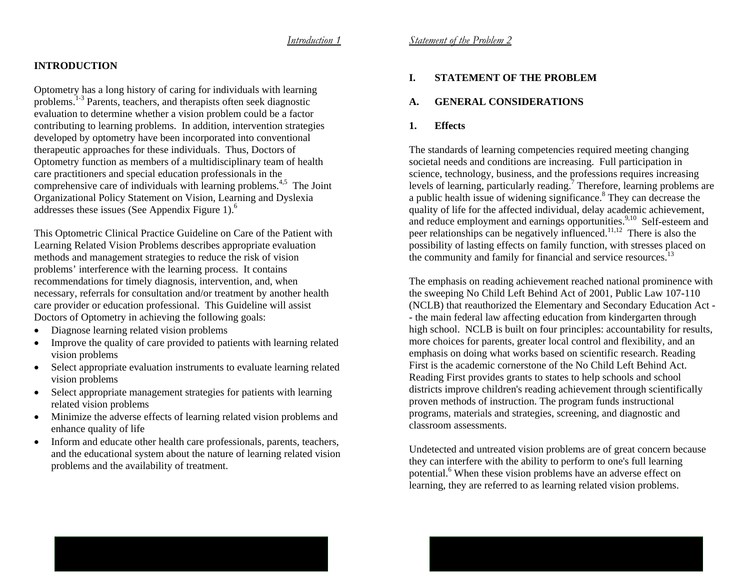## INTRODUCTION

Optometry has a long history of caring for individuals with learning problems.[1-3] Parents, teachers, and therapists often seek diagnostic evaluation to determine whether a vision problem could be a factor contributing to learning problems. In addition, intervention strategies developed by optometry have been incorporated into conventional therapeutic approaches for these individuals. Thus, Doctors of Optometry function as members of a multidisciplinary team of health care practitioners and special education professionals in the comprehensive care of individuals with learning problems.[4,5] The Joint Organizational Policy Statement on Vision, Learning and Dyslexia addresses these issues (See Appendix Figure 1).[6]

This Optometric Clinical Practice Guideline on Care of the Patient with Learning Related Vision Problems describes appropriate evaluation methods and management strategies to reduce the risk of vision problems' interference with the learning process. It contains recommendations for timely diagnosis, intervention, and, when necessary, referrals for consultation and/or treatment by another health care provider or education professional. This Guideline will assist Doctors of Optometry in achieving the following goals:

- Diagnose learning related vision problems
- Improve the quality of care provided to patients with learning related vision problems
- Select appropriate evaluation instruments to evaluate learning related vision problems
- Select appropriate management strategies for patients with learning related vision problems
- Minimize the adverse effects of learning related vision problems and enhance quality of life
- Inform and educate other health care professionals, parents, teachers, and the educational system about the nature of learning related vision problems and the availability of treatment.

## I. STATEMENT OF THE PROBLEM

### A. GENERAL CONSIDERATIONS

#### 1. Effects

The standards of learning competencies required meeting changing societal needs and conditions are increasing. Full participation in science, technology, business, and the professions requires increasing levels of learning, particularly reading.[7] Therefore, learning problems are a public health issue of widening significance.[8] They can decrease the quality of life for the affected individual, delay academic achievement, and reduce employment and earnings opportunities.[9,10] Self-esteem and peer relationships can be negatively influenced.[11,12] There is also the possibility of lasting effects on family function, with stresses placed on the community and family for financial and service resources.[13]

The emphasis on reading achievement reached national prominence with the sweeping No Child Left Behind Act of 2001, Public Law 107-110 (NCLB) that reauthorized the Elementary and Secondary Education Act -- the main federal law affecting education from kindergarten through high school. NCLB is built on four principles: accountability for results, more choices for parents, greater local control and flexibility, and an emphasis on doing what works based on scientific research. Reading First is the academic cornerstone of the No Child Left Behind Act. Reading First provides grants to states to help schools and school districts improve children's reading achievement through scientifically proven methods of instruction. The program funds instructional programs, materials and strategies, screening, and diagnostic and classroom assessments.

Undetected and untreated vision problems are of great concern because they can interfere with the ability to perform to one's full learning potential.[6] When these vision problems have an adverse effect on learning, they are referred to as learning related vision problems.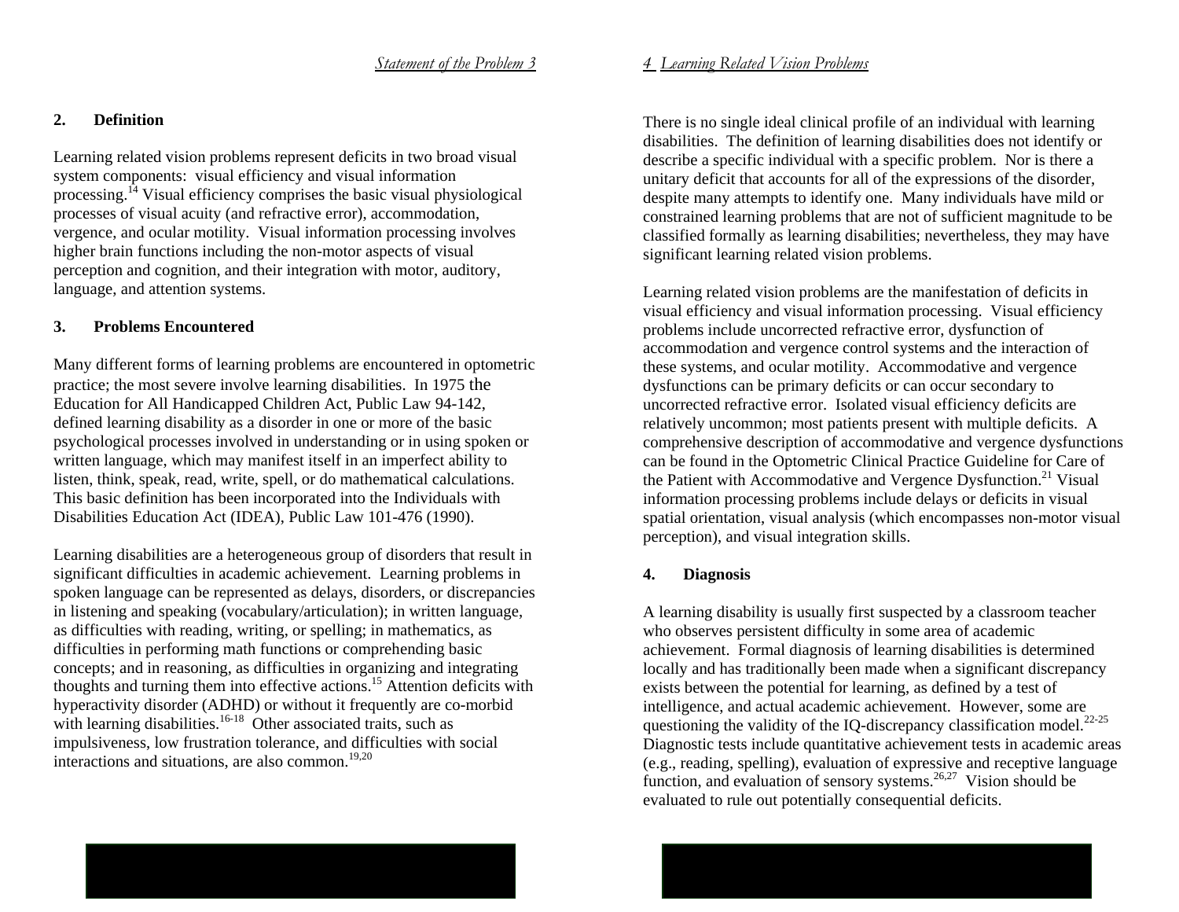## 2. Definition

Learning related vision problems represent deficits in two broad visual system components: visual efficiency and visual information processing.[14] Visual efficiency comprises the basic visual physiological processes of visual acuity (and refractive error), accommodation, vergence, and ocular motility. Visual information processing involves higher brain functions including the non-motor aspects of visual perception and cognition, and their integration with motor, auditory, language, and attention systems.

## 3. Problems Encountered

Many different forms of learning problems are encountered in optometric practice; the most severe involve learning disabilities. In 1975 the Education for All Handicapped Children Act, Public Law 94-142, defined learning disability as a disorder in one or more of the basic psychological processes involved in understanding or in using spoken or written language, which may manifest itself in an imperfect ability to listen, think, speak, read, write, spell, or do mathematical calculations. This basic definition has been incorporated into the Individuals with Disabilities Education Act (IDEA), Public Law 101-476 (1990).

Learning disabilities are a heterogeneous group of disorders that result in significant difficulties in academic achievement. Learning problems in spoken language can be represented as delays, disorders, or discrepancies in listening and speaking (vocabulary/articulation); in written language, as difficulties with reading, writing, or spelling; in mathematics, as difficulties in performing math functions or comprehending basic concepts; and in reasoning, as difficulties in organizing and integrating thoughts and turning them into effective actions.[15] Attention deficits with hyperactivity disorder (ADHD) or without it frequently are co-morbid with learning disabilities.[16-18] Other associated traits, such as impulsiveness, low frustration tolerance, and difficulties with social interactions and situations, are also common.[19,20]

There is no single ideal clinical profile of an individual with learning disabilities. The definition of learning disabilities does not identify or describe a specific individual with a specific problem. Nor is there a unitary deficit that accounts for all of the expressions of the disorder, despite many attempts to identify one. Many individuals have mild or constrained learning problems that are not of sufficient magnitude to be classified formally as learning disabilities; nevertheless, they may have significant learning related vision problems.

Learning related vision problems are the manifestation of deficits in visual efficiency and visual information processing. Visual efficiency problems include uncorrected refractive error, dysfunction of accommodation and vergence control systems and the interaction of these systems, and ocular motility. Accommodative and vergence dysfunctions can be primary deficits or can occur secondary to uncorrected refractive error. Isolated visual efficiency deficits are relatively uncommon; most patients present with multiple deficits. A comprehensive description of accommodative and vergence dysfunctions can be found in the Optometric Clinical Practice Guideline for Care of the Patient with Accommodative and Vergence Dysfunction.[21] Visual information processing problems include delays or deficits in visual spatial orientation, visual analysis (which encompasses non-motor visual perception), and visual integration skills.

## 4. Diagnosis

A learning disability is usually first suspected by a classroom teacher who observes persistent difficulty in some area of academic achievement. Formal diagnosis of learning disabilities is determined locally and has traditionally been made when a significant discrepancy exists between the potential for learning, as defined by a test of intelligence, and actual academic achievement. However, some are questioning the validity of the IQ-discrepancy classification model.[22-25] Diagnostic tests include quantitative achievement tests in academic areas (e.g., reading, spelling), evaluation of expressive and receptive language function, and evaluation of sensory systems.[26,27] Vision should be evaluated to rule out potentially consequential deficits.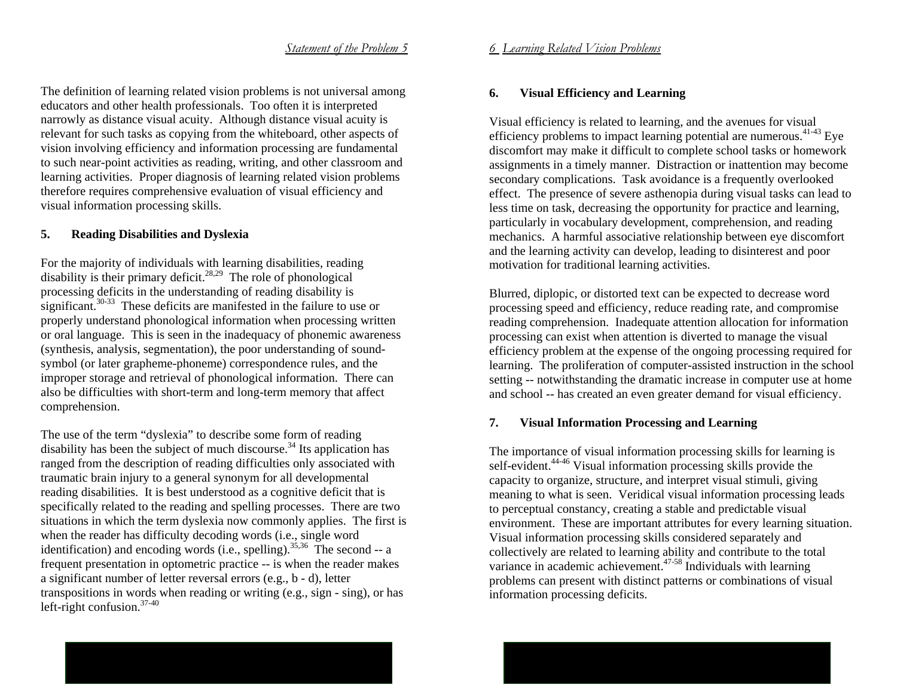The definition of learning related vision problems is not universal among educators and other health professionals. Too often it is interpreted narrowly as distance visual acuity. Although distance visual acuity is relevant for such tasks as copying from the whiteboard, other aspects of vision involving efficiency and information processing are fundamental to such near-point activities as reading, writing, and other classroom and learning activities. Proper diagnosis of learning related vision problems therefore requires comprehensive evaluation of visual efficiency and visual information processing skills.

## 5. Reading Disabilities and Dyslexia

For the majority of individuals with learning disabilities, reading disability is their primary deficit.[28,29] The role of phonological processing deficits in the understanding of reading disability is significant.[30-33] These deficits are manifested in the failure to use or properly understand phonological information when processing written or oral language. This is seen in the inadequacy of phonemic awareness (synthesis, analysis, segmentation), the poor understanding of sound-symbol (or later grapheme-phoneme) correspondence rules, and the improper storage and retrieval of phonological information. There can also be difficulties with short-term and long-term memory that affect comprehension.

The use of the term "dyslexia" to describe some form of reading disability has been the subject of much discourse.[34] Its application has ranged from the description of reading difficulties only associated with traumatic brain injury to a general synonym for all developmental reading disabilities. It is best understood as a cognitive deficit that is specifically related to the reading and spelling processes. There are two situations in which the term dyslexia now commonly applies. The first is when the reader has difficulty decoding words (i.e., single word identification) and encoding words (i.e., spelling).[35,36] The second -- a frequent presentation in optometric practice -- is when the reader makes a significant number of letter reversal errors (e.g., b - d), letter transpositions in words when reading or writing (e.g., sign - sing), or has left-right confusion.[37-40]

## 6. Visual Efficiency and Learning

Visual efficiency is related to learning, and the avenues for visual efficiency problems to impact learning potential are numerous.[41-43] Eye discomfort may make it difficult to complete school tasks or homework assignments in a timely manner. Distraction or inattention may become secondary complications. Task avoidance is a frequently overlooked effect. The presence of severe asthenopia during visual tasks can lead to less time on task, decreasing the opportunity for practice and learning, particularly in vocabulary development, comprehension, and reading mechanics. A harmful associative relationship between eye discomfort and the learning activity can develop, leading to disinterest and poor motivation for traditional learning activities.

Blurred, diplopic, or distorted text can be expected to decrease word processing speed and efficiency, reduce reading rate, and compromise reading comprehension. Inadequate attention allocation for information processing can exist when attention is diverted to manage the visual efficiency problem at the expense of the ongoing processing required for learning. The proliferation of computer-assisted instruction in the school setting -- notwithstanding the dramatic increase in computer use at home and school -- has created an even greater demand for visual efficiency.

## 7. Visual Information Processing and Learning

The importance of visual information processing skills for learning is self-evident.[44-46] Visual information processing skills provide the capacity to organize, structure, and interpret visual stimuli, giving meaning to what is seen. Veridical visual information processing leads to perceptual constancy, creating a stable and predictable visual environment. These are important attributes for every learning situation. Visual information processing skills considered separately and collectively are related to learning ability and contribute to the total variance in academic achievement.[47-58] Individuals with learning problems can present with distinct patterns or combinations of visual information processing deficits.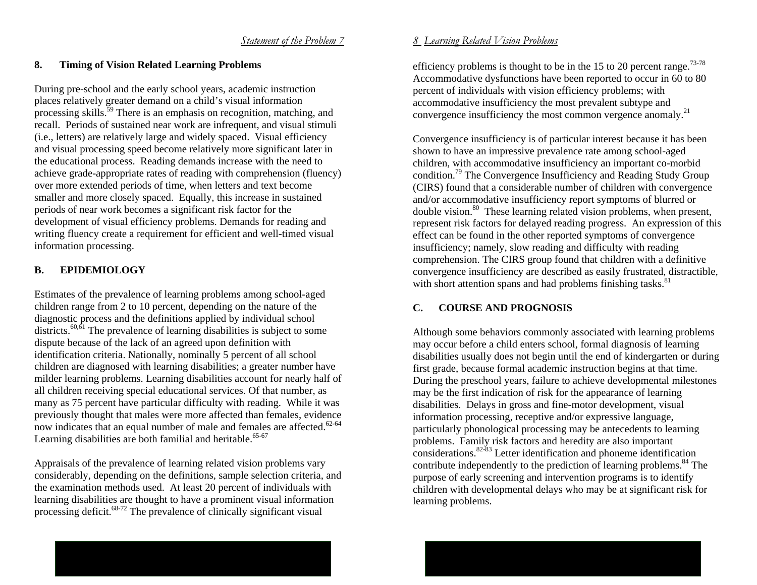## 8. Timing of Vision Related Learning Problems

During pre-school and the early school years, academic instruction places relatively greater demand on a child's visual information processing skills.[59] There is an emphasis on recognition, matching, and recall. Periods of sustained near work are infrequent, and visual stimuli (i.e., letters) are relatively large and widely spaced. Visual efficiency and visual processing speed become relatively more significant later in the educational process. Reading demands increase with the need to achieve grade-appropriate rates of reading with comprehension (fluency) over more extended periods of time, when letters and text become smaller and more closely spaced. Equally, this increase in sustained periods of near work becomes a significant risk factor for the development of visual efficiency problems. Demands for reading and writing fluency create a requirement for efficient and well-timed visual information processing.

## B. EPIDEMIOLOGY

Estimates of the prevalence of learning problems among school-aged children range from 2 to 10 percent, depending on the nature of the diagnostic process and the definitions applied by individual school districts.[60,61] The prevalence of learning disabilities is subject to some dispute because of the lack of an agreed upon definition with identification criteria. Nationally, nominally 5 percent of all school children are diagnosed with learning disabilities; a greater number have milder learning problems. Learning disabilities account for nearly half of all children receiving special educational services. Of that number, as many as 75 percent have particular difficulty with reading. While it was previously thought that males were more affected than females, evidence now indicates that an equal number of male and females are affected.[62-64] Learning disabilities are both familial and heritable.[65-67]

Appraisals of the prevalence of learning related vision problems vary considerably, depending on the definitions, sample selection criteria, and the examination methods used. At least 20 percent of individuals with learning disabilities are thought to have a prominent visual information processing deficit.[68-72] The prevalence of clinically significant visual efficiency problems is thought to be in the 15 to 20 percent range.[73-78] Accommodative dysfunctions have been reported to occur in 60 to 80 percent of individuals with vision efficiency problems; with accommodative insufficiency the most prevalent subtype and convergence insufficiency the most common vergence anomaly.[21]

Convergence insufficiency is of particular interest because it has been shown to have an impressive prevalence rate among school-aged children, with accommodative insufficiency an important co-morbid condition.[79] The Convergence Insufficiency and Reading Study Group (CIRS) found that a considerable number of children with convergence and/or accommodative insufficiency report symptoms of blurred or double vision.[80] These learning related vision problems, when present, represent risk factors for delayed reading progress. An expression of this effect can be found in the other reported symptoms of convergence insufficiency; namely, slow reading and difficulty with reading comprehension. The CIRS group found that children with a definitive convergence insufficiency are described as easily frustrated, distractible, with short attention spans and had problems finishing tasks.[81]

## C. COURSE AND PROGNOSIS

Although some behaviors commonly associated with learning problems may occur before a child enters school, formal diagnosis of learning disabilities usually does not begin until the end of kindergarten or during first grade, because formal academic instruction begins at that time. During the preschool years, failure to achieve developmental milestones may be the first indication of risk for the appearance of learning disabilities. Delays in gross and fine-motor development, visual information processing, receptive and/or expressive language, particularly phonological processing may be antecedents to learning problems. Family risk factors and heredity are also important considerations.[82-83] Letter identification and phoneme identification contribute independently to the prediction of learning problems.[84] The purpose of early screening and intervention programs is to identify children with developmental delays who may be at significant risk for learning problems.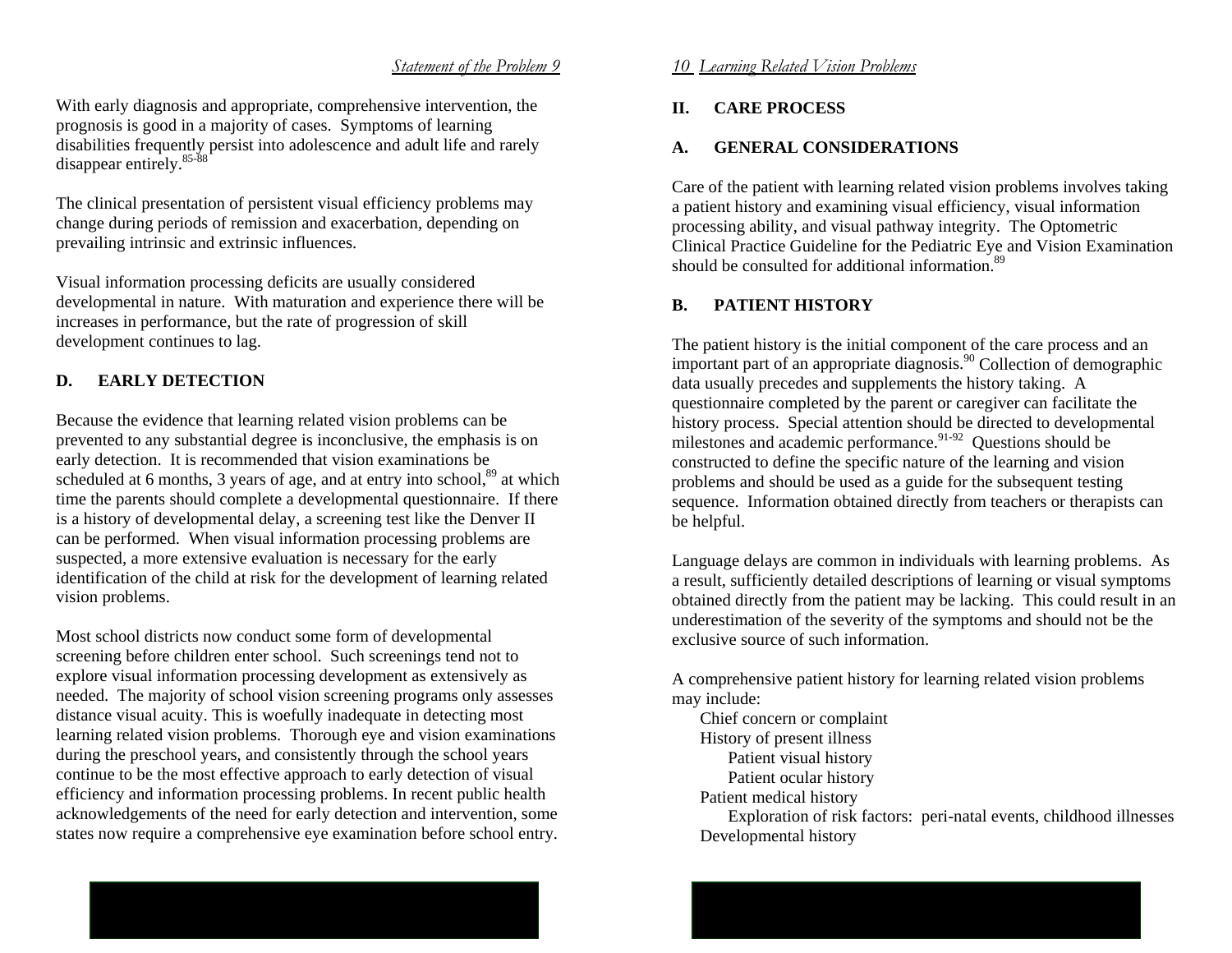With early diagnosis and appropriate, comprehensive intervention, the prognosis is good in a majority of cases. Symptoms of learning disabilities frequently persist into adolescence and adult life and rarely disappear entirely.[85-88]

The clinical presentation of persistent visual efficiency problems may change during periods of remission and exacerbation, depending on prevailing intrinsic and extrinsic influences.

Visual information processing deficits are usually considered developmental in nature. With maturation and experience there will be increases in performance, but the rate of progression of skill development continues to lag.

### D. EARLY DETECTION

Because the evidence that learning related vision problems can be prevented to any substantial degree is inconclusive, the emphasis is on early detection. It is recommended that vision examinations be scheduled at 6 months, 3 years of age, and at entry into school,[89] at which time the parents should complete a developmental questionnaire. If there is a history of developmental delay, a screening test like the Denver II can be performed. When visual information processing problems are suspected, a more extensive evaluation is necessary for the early identification of the child at risk for the development of learning related vision problems.

Most school districts now conduct some form of developmental screening before children enter school. Such screenings tend not to explore visual information processing development as extensively as needed. The majority of school vision screening programs only assesses distance visual acuity. This is woefully inadequate in detecting most learning related vision problems. Thorough eye and vision examinations during the preschool years, and consistently through the school years continue to be the most effective approach to early detection of visual efficiency and information processing problems. In recent public health acknowledgements of the need for early detection and intervention, some states now require a comprehensive eye examination before school entry.

## II. CARE PROCESS

### A. GENERAL CONSIDERATIONS

Care of the patient with learning related vision problems involves taking a patient history and examining visual efficiency, visual information processing ability, and visual pathway integrity. The Optometric Clinical Practice Guideline for the Pediatric Eye and Vision Examination should be consulted for additional information.[89]

### B. PATIENT HISTORY

The patient history is the initial component of the care process and an important part of an appropriate diagnosis.[90] Collection of demographic data usually precedes and supplements the history taking. A questionnaire completed by the parent or caregiver can facilitate the history process. Special attention should be directed to developmental milestones and academic performance.[91-92] Questions should be constructed to define the specific nature of the learning and vision problems and should be used as a guide for the subsequent testing sequence. Information obtained directly from teachers or therapists can be helpful.

Language delays are common in individuals with learning problems. As a result, sufficiently detailed descriptions of learning or visual symptoms obtained directly from the patient may be lacking. This could result in an underestimation of the severity of the symptoms and should not be the exclusive source of such information.

A comprehensive patient history for learning related vision problems may include:

- Chief concern or complaint
- History of present illness
  - Patient visual history
  - Patient ocular history
- Patient medical history
  - Exploration of risk factors: peri-natal events, childhood illnesses
- Developmental history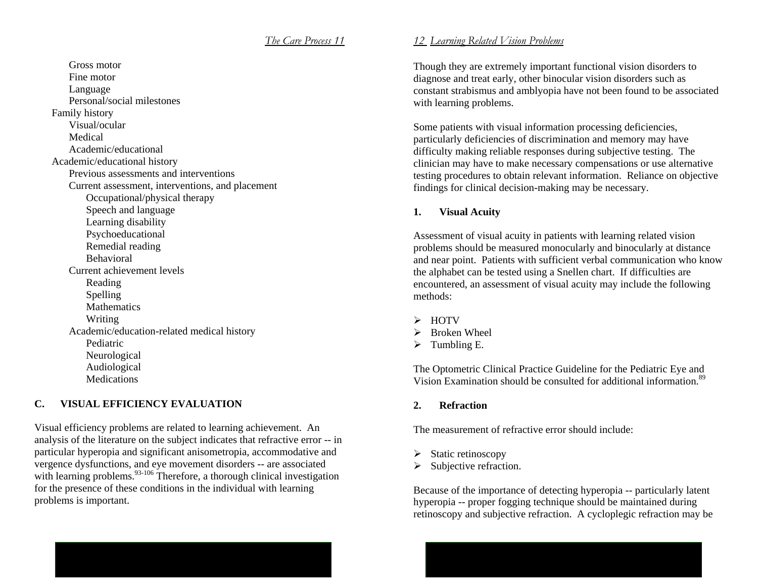- Gross motor
  - Fine motor
  - Language
  - Personal/social milestones
- Family history
  - Visual/ocular
  - Medical
  - Academic/educational
- Academic/educational history
  - Previous assessments and interventions
  - Current assessment, interventions, and placement
    - Occupational/physical therapy
    - Speech and language
    - Learning disability
    - Psychoeducational
    - Remedial reading
    - Behavioral
  - Current achievement levels
    - Reading
    - Spelling
    - Mathematics
    - Writing
  - Academic/education-related medical history
    - Pediatric
    - Neurological
    - Audiological
    - Medications

## C. VISUAL EFFICIENCY EVALUATION

Visual efficiency problems are related to learning achievement. An analysis of the literature on the subject indicates that refractive error -- in particular hyperopia and significant anisometropia, accommodative and vergence dysfunctions, and eye movement disorders -- are associated with learning problems.[93-106] Therefore, a thorough clinical investigation for the presence of these conditions in the individual with learning problems is important.

Though they are extremely important functional vision disorders to diagnose and treat early, other binocular vision disorders such as constant strabismus and amblyopia have not been found to be associated with learning problems.

Some patients with visual information processing deficiencies, particularly deficiencies of discrimination and memory may have difficulty making reliable responses during subjective testing. The clinician may have to make necessary compensations or use alternative testing procedures to obtain relevant information. Reliance on objective findings for clinical decision-making may be necessary.

### 1. Visual Acuity

Assessment of visual acuity in patients with learning related vision problems should be measured monocularly and binocularly at distance and near point. Patients with sufficient verbal communication who know the alphabet can be tested using a Snellen chart. If difficulties are encountered, an assessment of visual acuity may include the following methods:

- HOTV
- Broken Wheel
- Tumbling E.

The Optometric Clinical Practice Guideline for the Pediatric Eye and Vision Examination should be consulted for additional information.[89]

### 2. Refraction

The measurement of refractive error should include:

- Static retinoscopy
- Subjective refraction.

Because of the importance of detecting hyperopia -- particularly latent hyperopia -- proper fogging technique should be maintained during retinoscopy and subjective refraction. A cycloplegic refraction may be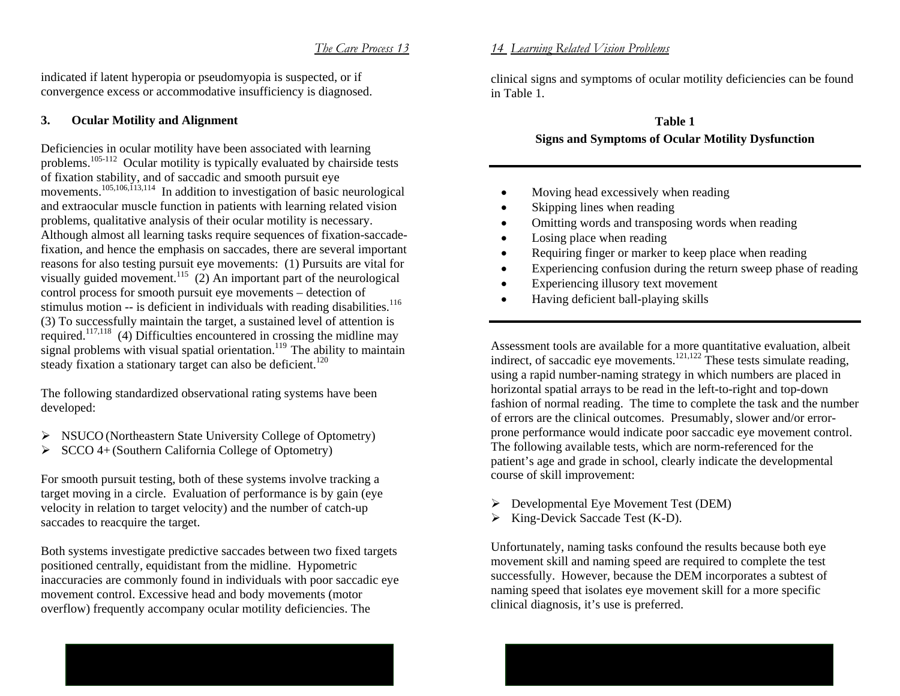indicated if latent hyperopia or pseudomyopia is suspected, or if convergence excess or accommodative insufficiency is diagnosed.

### 3. Ocular Motility and Alignment

Deficiencies in ocular motility have been associated with learning problems.[105-112] Ocular motility is typically evaluated by chairside tests of fixation stability, and of saccadic and smooth pursuit eye movements.[105,106,113,114] In addition to investigation of basic neurological and extraocular muscle function in patients with learning related vision problems, qualitative analysis of their ocular motility is necessary. Although almost all learning tasks require sequences of fixation-saccade-fixation, and hence the emphasis on saccades, there are several important reasons for also testing pursuit eye movements: (1) Pursuits are vital for visually guided movement.[115] (2) An important part of the neurological control process for smooth pursuit eye movements – detection of stimulus motion -- is deficient in individuals with reading disabilities.[116] (3) To successfully maintain the target, a sustained level of attention is required.[117,118] (4) Difficulties encountered in crossing the midline may signal problems with visual spatial orientation.[119] The ability to maintain steady fixation a stationary target can also be deficient.[120]

The following standardized observational rating systems have been developed:

- NSUCO (Northeastern State University College of Optometry)
- SCCO 4+ (Southern California College of Optometry)

For smooth pursuit testing, both of these systems involve tracking a target moving in a circle. Evaluation of performance is by gain (eye velocity in relation to target velocity) and the number of catch-up saccades to reacquire the target.

Both systems investigate predictive saccades between two fixed targets positioned centrally, equidistant from the midline. Hypometric inaccuracies are commonly found in individuals with poor saccadic eye movement control. Excessive head and body movements (motor overflow) frequently accompany ocular motility deficiencies. The clinical signs and symptoms of ocular motility deficiencies can be found in Table 1.

**Table 1**

**Signs and Symptoms of Ocular Motility Dysfunction**

- Moving head excessively when reading
- Skipping lines when reading
- Omitting words and transposing words when reading
- Losing place when reading
- Requiring finger or marker to keep place when reading
- Experiencing confusion during the return sweep phase of reading
- Experiencing illusory text movement
- Having deficient ball-playing skills

Assessment tools are available for a more quantitative evaluation, albeit indirect, of saccadic eye movements.[121,122] These tests simulate reading, using a rapid number-naming strategy in which numbers are placed in horizontal spatial arrays to be read in the left-to-right and top-down fashion of normal reading. The time to complete the task and the number of errors are the clinical outcomes. Presumably, slower and/or error-prone performance would indicate poor saccadic eye movement control. The following available tests, which are norm-referenced for the patient's age and grade in school, clearly indicate the developmental course of skill improvement:

- Developmental Eye Movement Test (DEM)
- King-Devick Saccade Test (K-D).

Unfortunately, naming tasks confound the results because both eye movement skill and naming speed are required to complete the test successfully. However, because the DEM incorporates a subtest of naming speed that isolates eye movement skill for a more specific clinical diagnosis, it's use is preferred.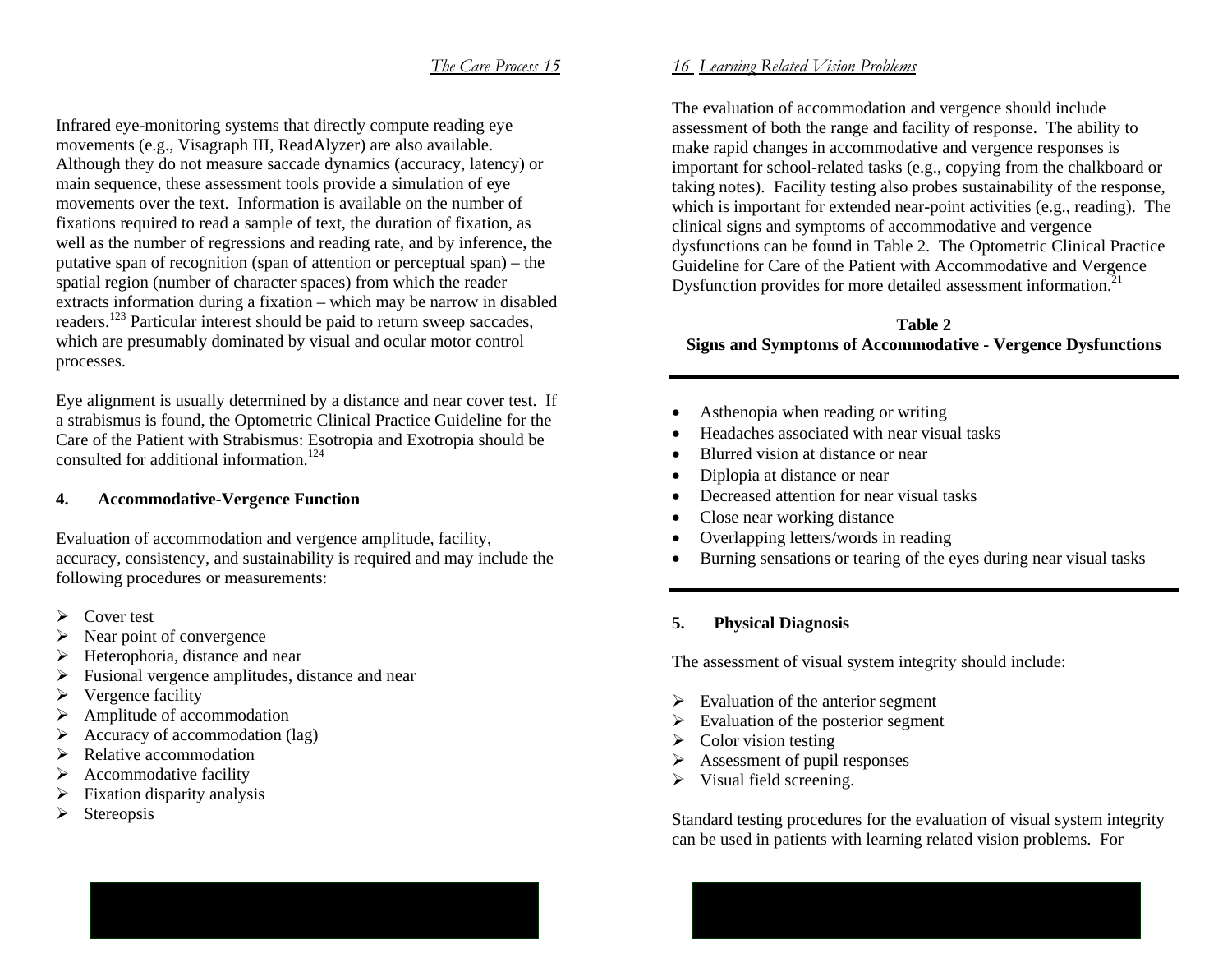Infrared eye-monitoring systems that directly compute reading eye movements (e.g., Visagraph III, ReadAlyzer) are also available. Although they do not measure saccade dynamics (accuracy, latency) or main sequence, these assessment tools provide a simulation of eye movements over the text. Information is available on the number of fixations required to read a sample of text, the duration of fixation, as well as the number of regressions and reading rate, and by inference, the putative span of recognition (span of attention or perceptual span) – the spatial region (number of character spaces) from which the reader extracts information during a fixation – which may be narrow in disabled readers.[123] Particular interest should be paid to return sweep saccades, which are presumably dominated by visual and ocular motor control processes.

Eye alignment is usually determined by a distance and near cover test. If a strabismus is found, the Optometric Clinical Practice Guideline for the Care of the Patient with Strabismus: Esotropia and Exotropia should be consulted for additional information.[124]

#### 4. Accommodative-Vergence Function

Evaluation of accommodation and vergence amplitude, facility, accuracy, consistency, and sustainability is required and may include the following procedures or measurements:

- Cover test
- Near point of convergence
- Heterophoria, distance and near
- Fusional vergence amplitudes, distance and near
- Vergence facility
- Amplitude of accommodation
- Accuracy of accommodation (lag)
- Relative accommodation
- Accommodative facility
- Fixation disparity analysis
- Stereopsis

The evaluation of accommodation and vergence should include assessment of both the range and facility of response. The ability to make rapid changes in accommodative and vergence responses is important for school-related tasks (e.g., copying from the chalkboard or taking notes). Facility testing also probes sustainability of the response, which is important for extended near-point activities (e.g., reading). The clinical signs and symptoms of accommodative and vergence dysfunctions can be found in Table 2. The Optometric Clinical Practice Guideline for Care of the Patient with Accommodative and Vergence Dysfunction provides for more detailed assessment information.[21]

**Table 2**
**Signs and Symptoms of Accommodative - Vergence Dysfunctions**

- Asthenopia when reading or writing
- Headaches associated with near visual tasks
- Blurred vision at distance or near
- Diplopia at distance or near
- Decreased attention for near visual tasks
- Close near working distance
- Overlapping letters/words in reading
- Burning sensations or tearing of the eyes during near visual tasks

#### 5. Physical Diagnosis

The assessment of visual system integrity should include:

- Evaluation of the anterior segment
- Evaluation of the posterior segment
- Color vision testing
- Assessment of pupil responses
- Visual field screening.

Standard testing procedures for the evaluation of visual system integrity can be used in patients with learning related vision problems. For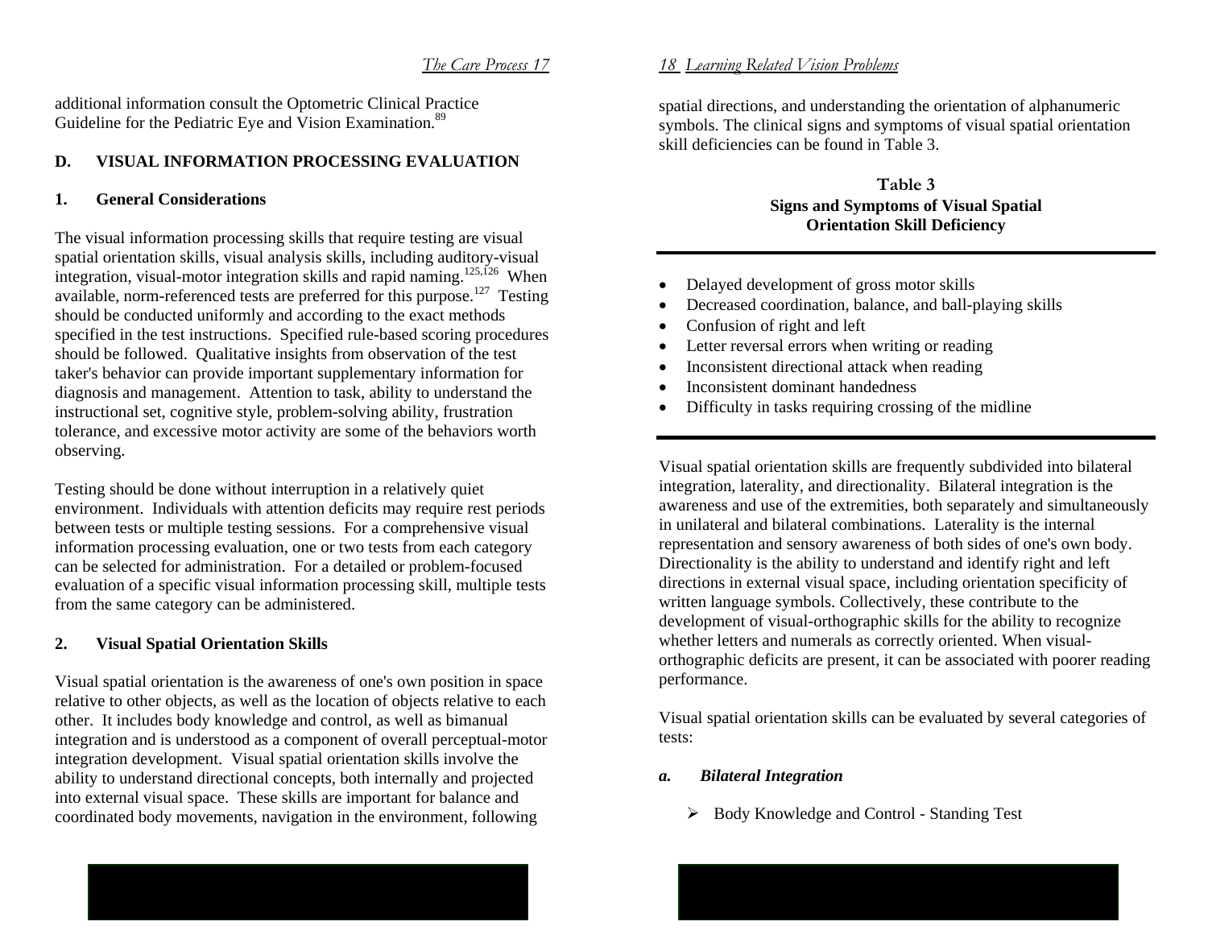additional information consult the Optometric Clinical Practice Guideline for the Pediatric Eye and Vision Examination.[89]

## D. VISUAL INFORMATION PROCESSING EVALUATION

### 1. General Considerations

The visual information processing skills that require testing are visual spatial orientation skills, visual analysis skills, including auditory-visual integration, visual-motor integration skills and rapid naming.[125,126] When available, norm-referenced tests are preferred for this purpose.[127] Testing should be conducted uniformly and according to the exact methods specified in the test instructions. Specified rule-based scoring procedures should be followed. Qualitative insights from observation of the test taker's behavior can provide important supplementary information for diagnosis and management. Attention to task, ability to understand the instructional set, cognitive style, problem-solving ability, frustration tolerance, and excessive motor activity are some of the behaviors worth observing.

Testing should be done without interruption in a relatively quiet environment. Individuals with attention deficits may require rest periods between tests or multiple testing sessions. For a comprehensive visual information processing evaluation, one or two tests from each category can be selected for administration. For a detailed or problem-focused evaluation of a specific visual information processing skill, multiple tests from the same category can be administered.

### 2. Visual Spatial Orientation Skills

Visual spatial orientation is the awareness of one's own position in space relative to other objects, as well as the location of objects relative to each other. It includes body knowledge and control, as well as bimanual integration and is understood as a component of overall perceptual-motor integration development. Visual spatial orientation skills involve the ability to understand directional concepts, both internally and projected into external visual space. These skills are important for balance and coordinated body movements, navigation in the environment, following spatial directions, and understanding the orientation of alphanumeric symbols. The clinical signs and symptoms of visual spatial orientation skill deficiencies can be found in Table 3.

**Table 3**
**Signs and Symptoms of Visual Spatial Orientation Skill Deficiency**

- Delayed development of gross motor skills
- Decreased coordination, balance, and ball-playing skills
- Confusion of right and left
- Letter reversal errors when writing or reading
- Inconsistent directional attack when reading
- Inconsistent dominant handedness
- Difficulty in tasks requiring crossing of the midline

Visual spatial orientation skills are frequently subdivided into bilateral integration, laterality, and directionality. Bilateral integration is the awareness and use of the extremities, both separately and simultaneously in unilateral and bilateral combinations. Laterality is the internal representation and sensory awareness of both sides of one's own body. Directionality is the ability to understand and identify right and left directions in external visual space, including orientation specificity of written language symbols. Collectively, these contribute to the development of visual-orthographic skills for the ability to recognize whether letters and numerals as correctly oriented. When visual-orthographic deficits are present, it can be associated with poorer reading performance.

Visual spatial orientation skills can be evaluated by several categories of tests:

#### *a. Bilateral Integration*

- Body Knowledge and Control - Standing Test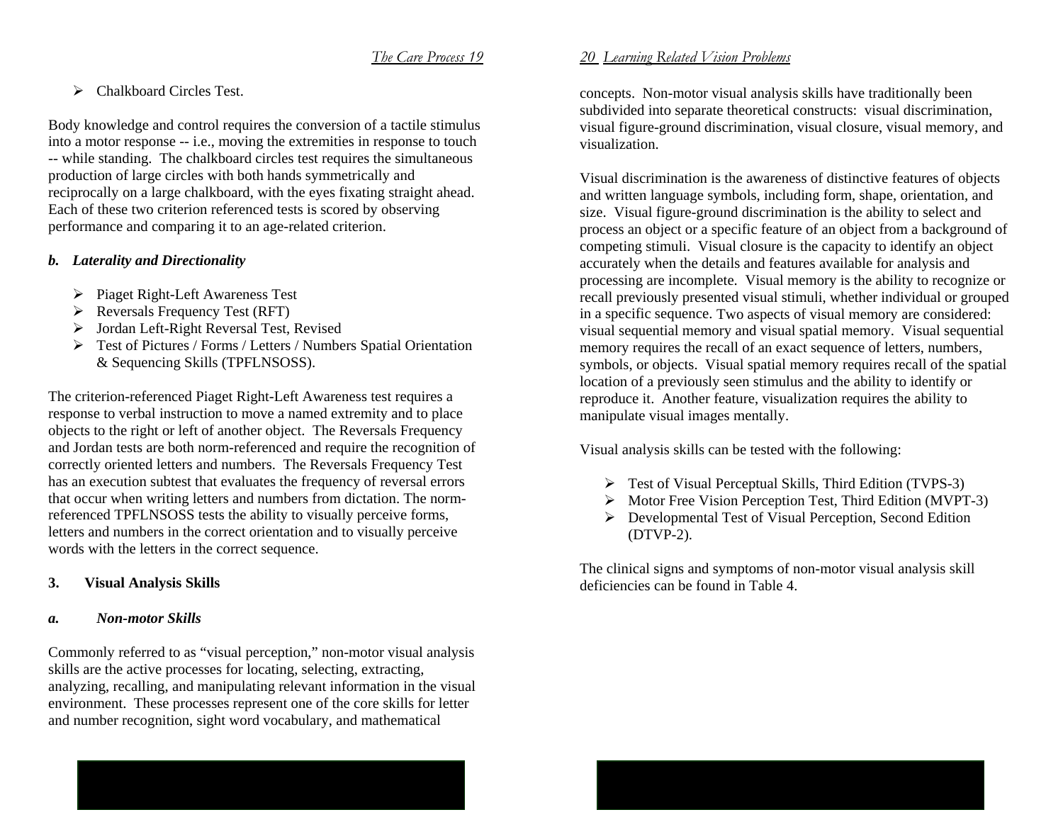- Chalkboard Circles Test.

Body knowledge and control requires the conversion of a tactile stimulus into a motor response -- i.e., moving the extremities in response to touch -- while standing. The chalkboard circles test requires the simultaneous production of large circles with both hands symmetrically and reciprocally on a large chalkboard, with the eyes fixating straight ahead. Each of these two criterion referenced tests is scored by observing performance and comparing it to an age-related criterion.

#### *b. Laterality and Directionality*

- Piaget Right-Left Awareness Test
- Reversals Frequency Test (RFT)
- Jordan Left-Right Reversal Test, Revised
- Test of Pictures / Forms / Letters / Numbers Spatial Orientation & Sequencing Skills (TPFLNSOSS).

The criterion-referenced Piaget Right-Left Awareness test requires a response to verbal instruction to move a named extremity and to place objects to the right or left of another object. The Reversals Frequency and Jordan tests are both norm-referenced and require the recognition of correctly oriented letters and numbers. The Reversals Frequency Test has an execution subtest that evaluates the frequency of reversal errors that occur when writing letters and numbers from dictation. The norm-referenced TPFLNSOSS tests the ability to visually perceive forms, letters and numbers in the correct orientation and to visually perceive words with the letters in the correct sequence.

### 3. Visual Analysis Skills

#### *a. Non-motor Skills*

Commonly referred to as "visual perception," non-motor visual analysis skills are the active processes for locating, selecting, extracting, analyzing, recalling, and manipulating relevant information in the visual environment. These processes represent one of the core skills for letter and number recognition, sight word vocabulary, and mathematical concepts. Non-motor visual analysis skills have traditionally been subdivided into separate theoretical constructs: visual discrimination, visual figure-ground discrimination, visual closure, visual memory, and visualization.

Visual discrimination is the awareness of distinctive features of objects and written language symbols, including form, shape, orientation, and size. Visual figure-ground discrimination is the ability to select and process an object or a specific feature of an object from a background of competing stimuli. Visual closure is the capacity to identify an object accurately when the details and features available for analysis and processing are incomplete. Visual memory is the ability to recognize or recall previously presented visual stimuli, whether individual or grouped in a specific sequence. Two aspects of visual memory are considered: visual sequential memory and visual spatial memory. Visual sequential memory requires the recall of an exact sequence of letters, numbers, symbols, or objects. Visual spatial memory requires recall of the spatial location of a previously seen stimulus and the ability to identify or reproduce it. Another feature, visualization requires the ability to manipulate visual images mentally.

Visual analysis skills can be tested with the following:

- Test of Visual Perceptual Skills, Third Edition (TVPS-3)
- Motor Free Vision Perception Test, Third Edition (MVPT-3)
- Developmental Test of Visual Perception, Second Edition (DTVP-2).

The clinical signs and symptoms of non-motor visual analysis skill deficiencies can be found in Table 4.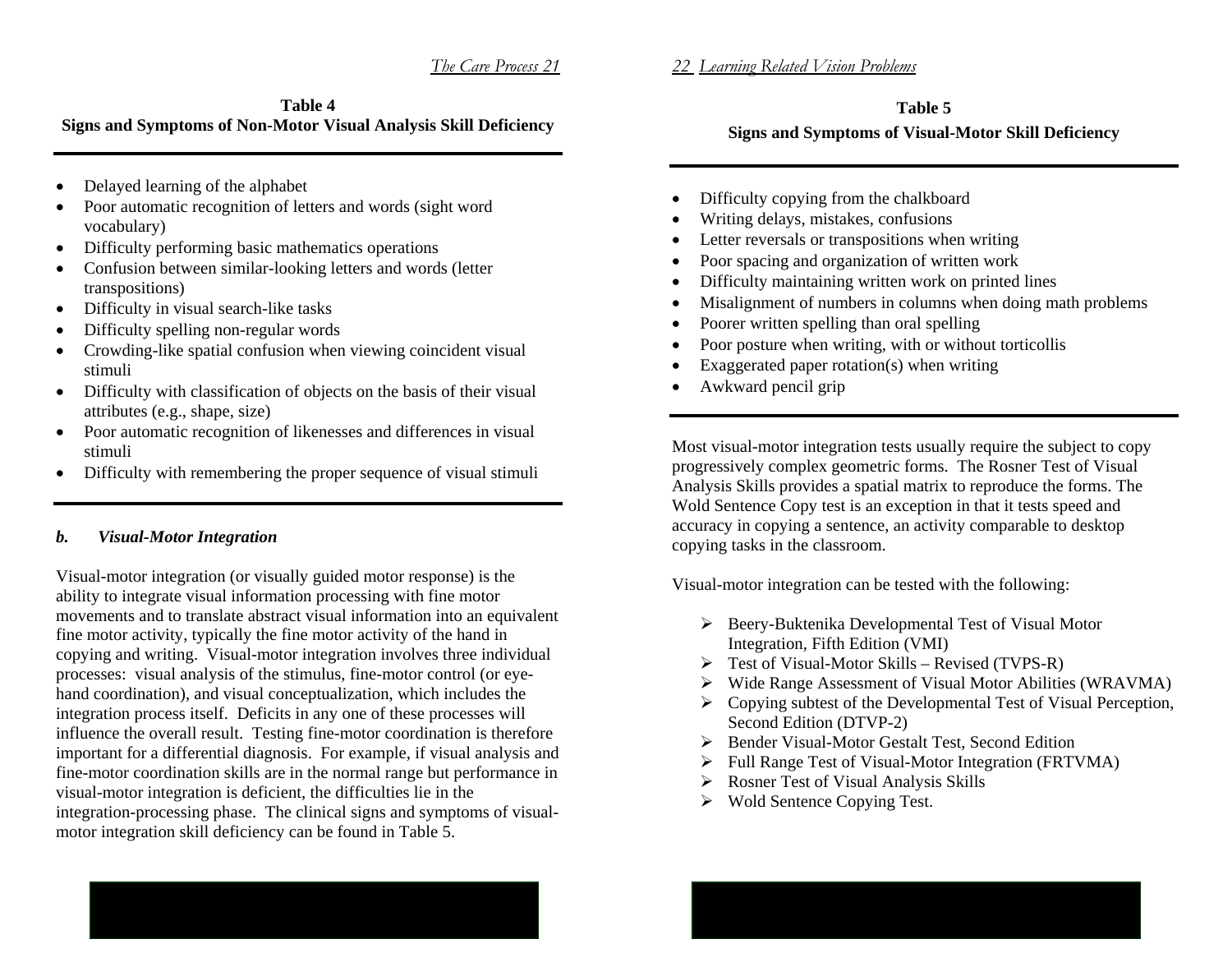**Table 4**
**Signs and Symptoms of Non-Motor Visual Analysis Skill Deficiency**

- Delayed learning of the alphabet
- Poor automatic recognition of letters and words (sight word vocabulary)
- Difficulty performing basic mathematics operations
- Confusion between similar-looking letters and words (letter transpositions)
- Difficulty in visual search-like tasks
- Difficulty spelling non-regular words
- Crowding-like spatial confusion when viewing coincident visual stimuli
- Difficulty with classification of objects on the basis of their visual attributes (e.g., shape, size)
- Poor automatic recognition of likenesses and differences in visual stimuli
- Difficulty with remembering the proper sequence of visual stimuli

### *b. Visual-Motor Integration*

Visual-motor integration (or visually guided motor response) is the ability to integrate visual information processing with fine motor movements and to translate abstract visual information into an equivalent fine motor activity, typically the fine motor activity of the hand in copying and writing. Visual-motor integration involves three individual processes: visual analysis of the stimulus, fine-motor control (or eye-hand coordination), and visual conceptualization, which includes the integration process itself. Deficits in any one of these processes will influence the overall result. Testing fine-motor coordination is therefore important for a differential diagnosis. For example, if visual analysis and fine-motor coordination skills are in the normal range but performance in visual-motor integration is deficient, the difficulties lie in the integration-processing phase. The clinical signs and symptoms of visual-motor integration skill deficiency can be found in Table 5.

**Table 5**
**Signs and Symptoms of Visual-Motor Skill Deficiency**

- Difficulty copying from the chalkboard
- Writing delays, mistakes, confusions
- Letter reversals or transpositions when writing
- Poor spacing and organization of written work
- Difficulty maintaining written work on printed lines
- Misalignment of numbers in columns when doing math problems
- Poorer written spelling than oral spelling
- Poor posture when writing, with or without torticollis
- Exaggerated paper rotation(s) when writing
- Awkward pencil grip

Most visual-motor integration tests usually require the subject to copy progressively complex geometric forms. The Rosner Test of Visual Analysis Skills provides a spatial matrix to reproduce the forms. The Wold Sentence Copy test is an exception in that it tests speed and accuracy in copying a sentence, an activity comparable to desktop copying tasks in the classroom.

Visual-motor integration can be tested with the following:

- Beery-Buktenika Developmental Test of Visual Motor Integration, Fifth Edition (VMI)
- Test of Visual-Motor Skills – Revised (TVPS-R)
- Wide Range Assessment of Visual Motor Abilities (WRAVMA)
- Copying subtest of the Developmental Test of Visual Perception, Second Edition (DTVP-2)
- Bender Visual-Motor Gestalt Test, Second Edition
- Full Range Test of Visual-Motor Integration (FRTVMA)
- Rosner Test of Visual Analysis Skills
- Wold Sentence Copying Test.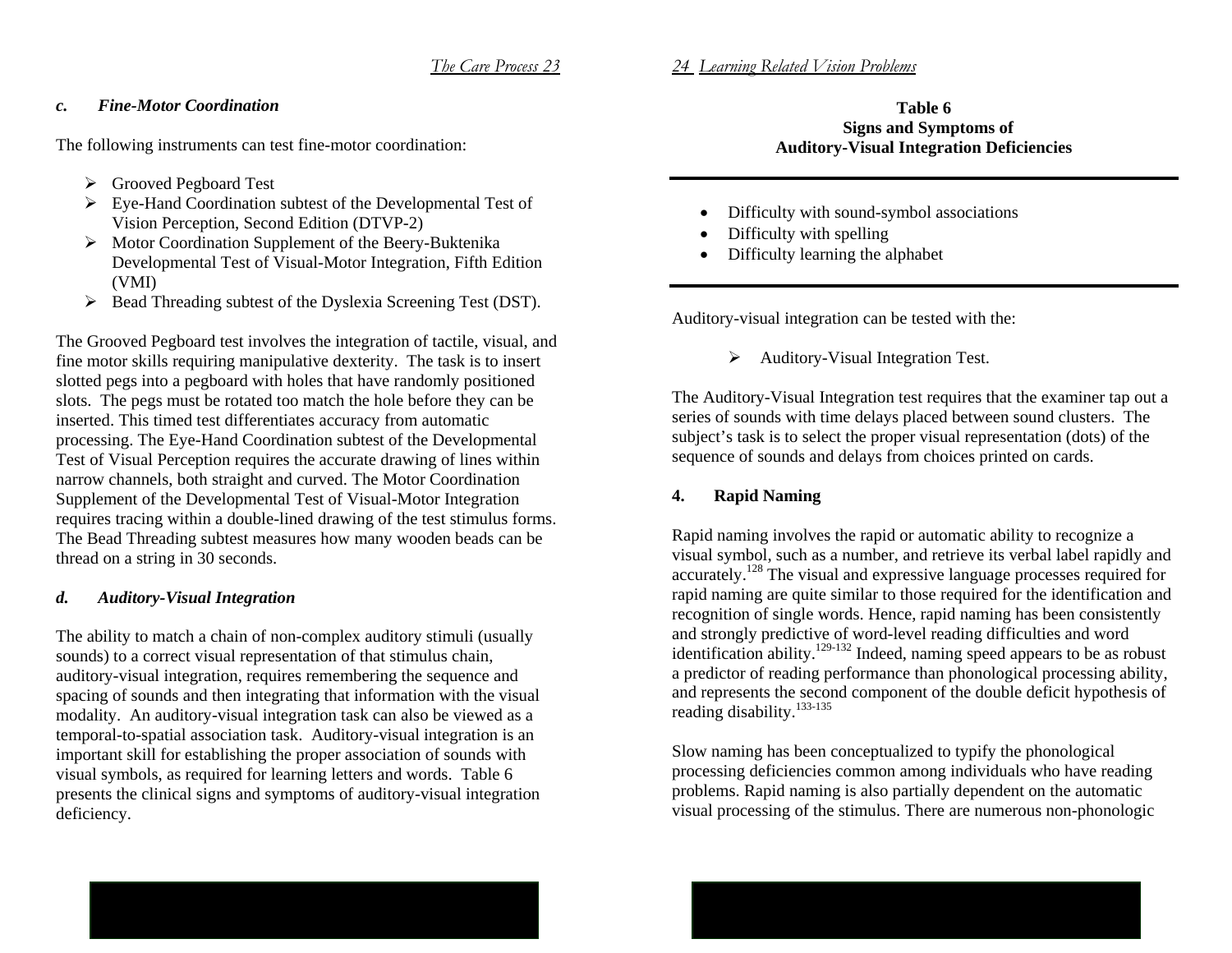### c. Fine-Motor Coordination

The following instruments can test fine-motor coordination:

- Grooved Pegboard Test
- Eye-Hand Coordination subtest of the Developmental Test of Vision Perception, Second Edition (DTVP-2)
- Motor Coordination Supplement of the Beery-Buktenika Developmental Test of Visual-Motor Integration, Fifth Edition (VMI)
- Bead Threading subtest of the Dyslexia Screening Test (DST).

The Grooved Pegboard test involves the integration of tactile, visual, and fine motor skills requiring manipulative dexterity. The task is to insert slotted pegs into a pegboard with holes that have randomly positioned slots. The pegs must be rotated too match the hole before they can be inserted. This timed test differentiates accuracy from automatic processing. The Eye-Hand Coordination subtest of the Developmental Test of Visual Perception requires the accurate drawing of lines within narrow channels, both straight and curved. The Motor Coordination Supplement of the Developmental Test of Visual-Motor Integration requires tracing within a double-lined drawing of the test stimulus forms. The Bead Threading subtest measures how many wooden beads can be thread on a string in 30 seconds.

### d. Auditory-Visual Integration

The ability to match a chain of non-complex auditory stimuli (usually sounds) to a correct visual representation of that stimulus chain, auditory-visual integration, requires remembering the sequence and spacing of sounds and then integrating that information with the visual modality. An auditory-visual integration task can also be viewed as a temporal-to-spatial association task. Auditory-visual integration is an important skill for establishing the proper association of sounds with visual symbols, as required for learning letters and words. Table 6 presents the clinical signs and symptoms of auditory-visual integration deficiency.

**Table 6**
**Signs and Symptoms of Auditory-Visual Integration Deficiencies**

- Difficulty with sound-symbol associations
- Difficulty with spelling
- Difficulty learning the alphabet

Auditory-visual integration can be tested with the:

- Auditory-Visual Integration Test.

The Auditory-Visual Integration test requires that the examiner tap out a series of sounds with time delays placed between sound clusters. The subject's task is to select the proper visual representation (dots) of the sequence of sounds and delays from choices printed on cards.

## 4. Rapid Naming

Rapid naming involves the rapid or automatic ability to recognize a visual symbol, such as a number, and retrieve its verbal label rapidly and accurately.[128] The visual and expressive language processes required for rapid naming are quite similar to those required for the identification and recognition of single words. Hence, rapid naming has been consistently and strongly predictive of word-level reading difficulties and word identification ability.[129-132] Indeed, naming speed appears to be as robust a predictor of reading performance than phonological processing ability, and represents the second component of the double deficit hypothesis of reading disability.[133-135]

Slow naming has been conceptualized to typify the phonological processing deficiencies common among individuals who have reading problems. Rapid naming is also partially dependent on the automatic visual processing of the stimulus. There are numerous non-phonologic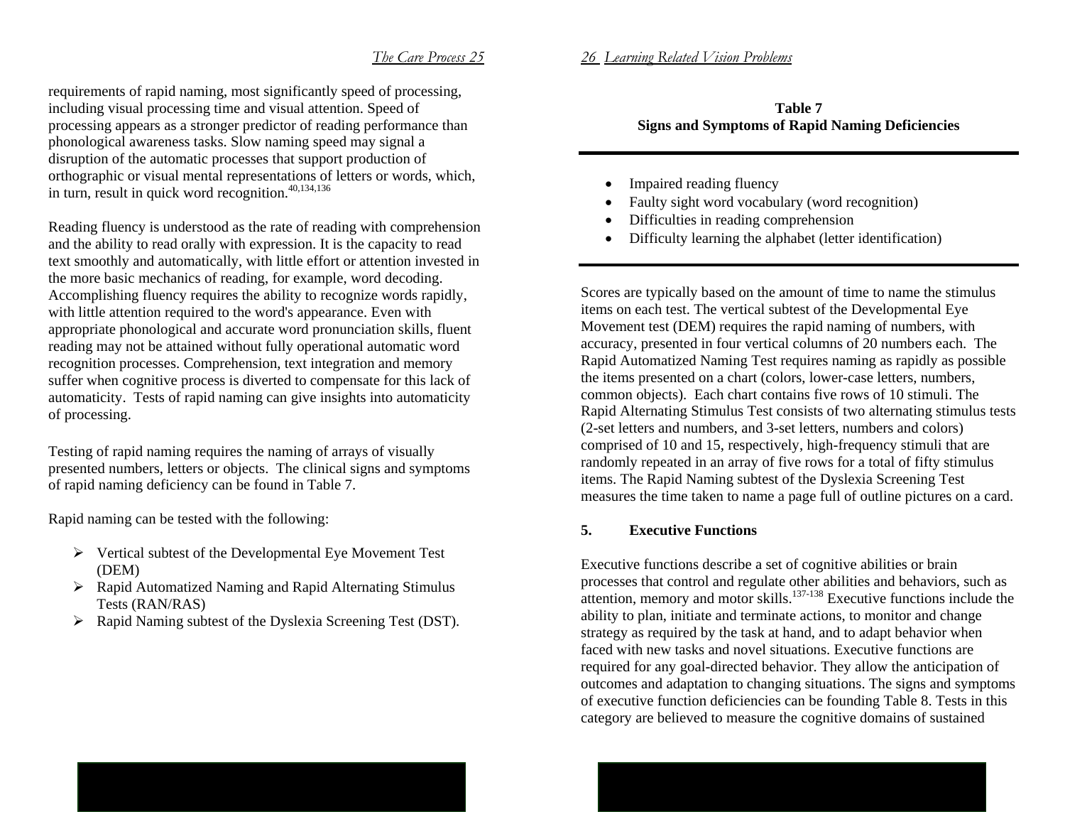requirements of rapid naming, most significantly speed of processing, including visual processing time and visual attention. Speed of processing appears as a stronger predictor of reading performance than phonological awareness tasks. Slow naming speed may signal a disruption of the automatic processes that support production of orthographic or visual mental representations of letters or words, which, in turn, result in quick word recognition.[40,134,136]

Reading fluency is understood as the rate of reading with comprehension and the ability to read orally with expression. It is the capacity to read text smoothly and automatically, with little effort or attention invested in the more basic mechanics of reading, for example, word decoding. Accomplishing fluency requires the ability to recognize words rapidly, with little attention required to the word's appearance. Even with appropriate phonological and accurate word pronunciation skills, fluent reading may not be attained without fully operational automatic word recognition processes. Comprehension, text integration and memory suffer when cognitive process is diverted to compensate for this lack of automaticity. Tests of rapid naming can give insights into automaticity of processing.

Testing of rapid naming requires the naming of arrays of visually presented numbers, letters or objects. The clinical signs and symptoms of rapid naming deficiency can be found in Table 7.

Rapid naming can be tested with the following:

- Vertical subtest of the Developmental Eye Movement Test (DEM)
- Rapid Automatized Naming and Rapid Alternating Stimulus Tests (RAN/RAS)
- Rapid Naming subtest of the Dyslexia Screening Test (DST).

**Table 7**
**Signs and Symptoms of Rapid Naming Deficiencies**

- Impaired reading fluency
- Faulty sight word vocabulary (word recognition)
- Difficulties in reading comprehension
- Difficulty learning the alphabet (letter identification)

Scores are typically based on the amount of time to name the stimulus items on each test. The vertical subtest of the Developmental Eye Movement test (DEM) requires the rapid naming of numbers, with accuracy, presented in four vertical columns of 20 numbers each. The Rapid Automatized Naming Test requires naming as rapidly as possible the items presented on a chart (colors, lower-case letters, numbers, common objects). Each chart contains five rows of 10 stimuli. The Rapid Alternating Stimulus Test consists of two alternating stimulus tests (2-set letters and numbers, and 3-set letters, numbers and colors) comprised of 10 and 15, respectively, high-frequency stimuli that are randomly repeated in an array of five rows for a total of fifty stimulus items. The Rapid Naming subtest of the Dyslexia Screening Test measures the time taken to name a page full of outline pictures on a card.

### 5. Executive Functions

Executive functions describe a set of cognitive abilities or brain processes that control and regulate other abilities and behaviors, such as attention, memory and motor skills.[137-138] Executive functions include the ability to plan, initiate and terminate actions, to monitor and change strategy as required by the task at hand, and to adapt behavior when faced with new tasks and novel situations. Executive functions are required for any goal-directed behavior. They allow the anticipation of outcomes and adaptation to changing situations. The signs and symptoms of executive function deficiencies can be founding Table 8. Tests in this category are believed to measure the cognitive domains of sustained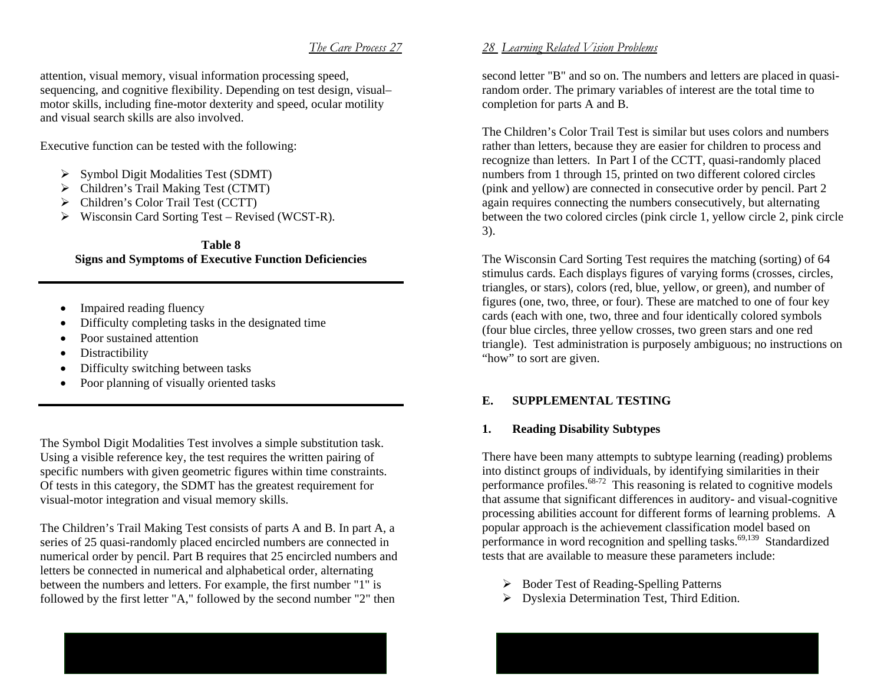attention, visual memory, visual information processing speed, sequencing, and cognitive flexibility. Depending on test design, visual–motor skills, including fine-motor dexterity and speed, ocular motility and visual search skills are also involved.

Executive function can be tested with the following:

- Symbol Digit Modalities Test (SDMT)
- Children's Trail Making Test (CTMT)
- Children's Color Trail Test (CCTT)
- Wisconsin Card Sorting Test – Revised (WCST-R).

**Table 8**
**Signs and Symptoms of Executive Function Deficiencies**

- Impaired reading fluency
- Difficulty completing tasks in the designated time
- Poor sustained attention
- Distractibility
- Difficulty switching between tasks
- Poor planning of visually oriented tasks

The Symbol Digit Modalities Test involves a simple substitution task. Using a visible reference key, the test requires the written pairing of specific numbers with given geometric figures within time constraints. Of tests in this category, the SDMT has the greatest requirement for visual-motor integration and visual memory skills.

The Children's Trail Making Test consists of parts A and B. In part A, a series of 25 quasi-randomly placed encircled numbers are connected in numerical order by pencil. Part B requires that 25 encircled numbers and letters be connected in numerical and alphabetical order, alternating between the numbers and letters. For example, the first number "1" is followed by the first letter "A," followed by the second number "2" then second letter "B" and so on. The numbers and letters are placed in quasi-random order. The primary variables of interest are the total time to completion for parts A and B.

The Children's Color Trail Test is similar but uses colors and numbers rather than letters, because they are easier for children to process and recognize than letters. In Part I of the CCTT, quasi-randomly placed numbers from 1 through 15, printed on two different colored circles (pink and yellow) are connected in consecutive order by pencil. Part 2 again requires connecting the numbers consecutively, but alternating between the two colored circles (pink circle 1, yellow circle 2, pink circle 3).

The Wisconsin Card Sorting Test requires the matching (sorting) of 64 stimulus cards. Each displays figures of varying forms (crosses, circles, triangles, or stars), colors (red, blue, yellow, or green), and number of figures (one, two, three, or four). These are matched to one of four key cards (each with one, two, three and four identically colored symbols (four blue circles, three yellow crosses, two green stars and one red triangle). Test administration is purposely ambiguous; no instructions on "how" to sort are given.

## E. SUPPLEMENTAL TESTING

### 1. Reading Disability Subtypes

There have been many attempts to subtype learning (reading) problems into distinct groups of individuals, by identifying similarities in their performance profiles.[68-72] This reasoning is related to cognitive models that assume that significant differences in auditory- and visual-cognitive processing abilities account for different forms of learning problems. A popular approach is the achievement classification model based on performance in word recognition and spelling tasks.[69,139] Standardized tests that are available to measure these parameters include:

- Boder Test of Reading-Spelling Patterns
- Dyslexia Determination Test, Third Edition.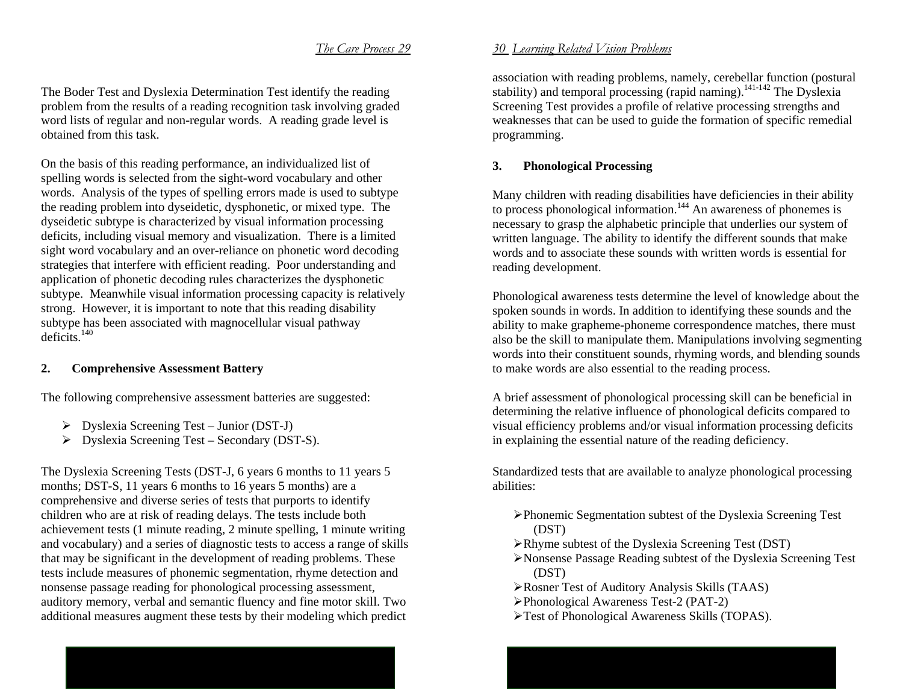The Boder Test and Dyslexia Determination Test identify the reading problem from the results of a reading recognition task involving graded word lists of regular and non-regular words. A reading grade level is obtained from this task.

On the basis of this reading performance, an individualized list of spelling words is selected from the sight-word vocabulary and other words. Analysis of the types of spelling errors made is used to subtype the reading problem into dyseidetic, dysphonetic, or mixed type. The dyseidetic subtype is characterized by visual information processing deficits, including visual memory and visualization. There is a limited sight word vocabulary and an over-reliance on phonetic word decoding strategies that interfere with efficient reading. Poor understanding and application of phonetic decoding rules characterizes the dysphonetic subtype. Meanwhile visual information processing capacity is relatively strong. However, it is important to note that this reading disability subtype has been associated with magnocellular visual pathway deficits.[140]

### 2. Comprehensive Assessment Battery

The following comprehensive assessment batteries are suggested:

- Dyslexia Screening Test – Junior (DST-J)
- Dyslexia Screening Test – Secondary (DST-S).

The Dyslexia Screening Tests (DST-J, 6 years 6 months to 11 years 5 months; DST-S, 11 years 6 months to 16 years 5 months) are a comprehensive and diverse series of tests that purports to identify children who are at risk of reading delays. The tests include both achievement tests (1 minute reading, 2 minute spelling, 1 minute writing and vocabulary) and a series of diagnostic tests to access a range of skills that may be significant in the development of reading problems. These tests include measures of phonemic segmentation, rhyme detection and nonsense passage reading for phonological processing assessment, auditory memory, verbal and semantic fluency and fine motor skill. Two additional measures augment these tests by their modeling which predict association with reading problems, namely, cerebellar function (postural stability) and temporal processing (rapid naming).[141-142] The Dyslexia Screening Test provides a profile of relative processing strengths and weaknesses that can be used to guide the formation of specific remedial programming.

### 3. Phonological Processing

Many children with reading disabilities have deficiencies in their ability to process phonological information.[144] An awareness of phonemes is necessary to grasp the alphabetic principle that underlies our system of written language. The ability to identify the different sounds that make words and to associate these sounds with written words is essential for reading development.

Phonological awareness tests determine the level of knowledge about the spoken sounds in words. In addition to identifying these sounds and the ability to make grapheme-phoneme correspondence matches, there must also be the skill to manipulate them. Manipulations involving segmenting words into their constituent sounds, rhyming words, and blending sounds to make words are also essential to the reading process.

A brief assessment of phonological processing skill can be beneficial in determining the relative influence of phonological deficits compared to visual efficiency problems and/or visual information processing deficits in explaining the essential nature of the reading deficiency.

Standardized tests that are available to analyze phonological processing abilities:

- Phonemic Segmentation subtest of the Dyslexia Screening Test (DST)
- Rhyme subtest of the Dyslexia Screening Test (DST)
- Nonsense Passage Reading subtest of the Dyslexia Screening Test (DST)
- Rosner Test of Auditory Analysis Skills (TAAS)
- Phonological Awareness Test-2 (PAT-2)
- Test of Phonological Awareness Skills (TOPAS).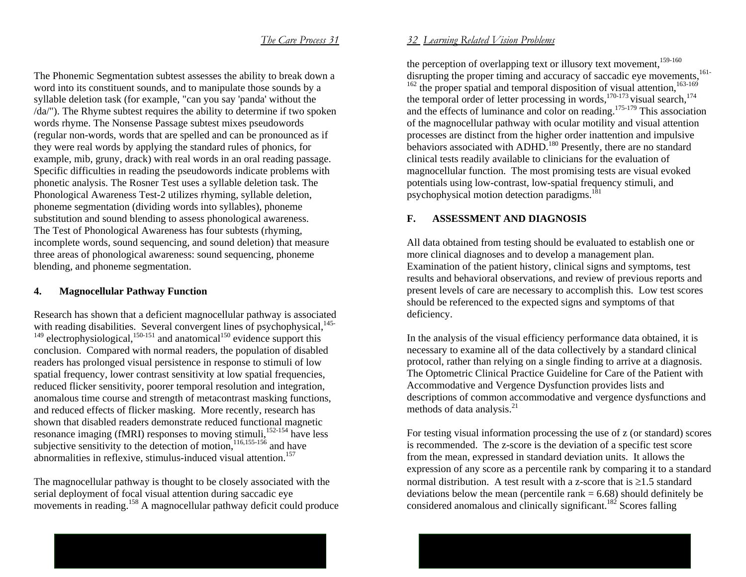The Phonemic Segmentation subtest assesses the ability to break down a word into its constituent sounds, and to manipulate those sounds by a syllable deletion task (for example, "can you say 'panda' without the /da/"). The Rhyme subtest requires the ability to determine if two spoken words rhyme. The Nonsense Passage subtest mixes pseudowords (regular non-words, words that are spelled and can be pronounced as if they were real words by applying the standard rules of phonics, for example, mib, gruny, drack) with real words in an oral reading passage. Specific difficulties in reading the pseudowords indicate problems with phonetic analysis. The Rosner Test uses a syllable deletion task. The Phonological Awareness Test-2 utilizes rhyming, syllable deletion, phoneme segmentation (dividing words into syllables), phoneme substitution and sound blending to assess phonological awareness. The Test of Phonological Awareness has four subtests (rhyming, incomplete words, sound sequencing, and sound deletion) that measure three areas of phonological awareness: sound sequencing, phoneme blending, and phoneme segmentation.

### 4. Magnocellular Pathway Function

Research has shown that a deficient magnocellular pathway is associated with reading disabilities. Several convergent lines of psychophysical,[145-149] electrophysiological,[150-151] and anatomical[150] evidence support this conclusion. Compared with normal readers, the population of disabled readers has prolonged visual persistence in response to stimuli of low spatial frequency, lower contrast sensitivity at low spatial frequencies, reduced flicker sensitivity, poorer temporal resolution and integration, anomalous time course and strength of metacontrast masking functions, and reduced effects of flicker masking. More recently, research has shown that disabled readers demonstrate reduced functional magnetic resonance imaging (fMRI) responses to moving stimuli,[152-154] have less subjective sensitivity to the detection of motion,[116,155-156] and have abnormalities in reflexive, stimulus-induced visual attention.[157]

The magnocellular pathway is thought to be closely associated with the serial deployment of focal visual attention during saccadic eye movements in reading.[158] A magnocellular pathway deficit could produce the perception of overlapping text or illusory text movement,[159-160] disrupting the proper timing and accuracy of saccadic eye movements,[161-162] the proper spatial and temporal disposition of visual attention,[163-169] the temporal order of letter processing in words,[170-173] visual search,[174] and the effects of luminance and color on reading.[175-179] This association of the magnocellular pathway with ocular motility and visual attention processes are distinct from the higher order inattention and impulsive behaviors associated with ADHD.[180] Presently, there are no standard clinical tests readily available to clinicians for the evaluation of magnocellular function. The most promising tests are visual evoked potentials using low-contrast, low-spatial frequency stimuli, and psychophysical motion detection paradigms.[181]

## F. ASSESSMENT AND DIAGNOSIS

All data obtained from testing should be evaluated to establish one or more clinical diagnoses and to develop a management plan. Examination of the patient history, clinical signs and symptoms, test results and behavioral observations, and review of previous reports and present levels of care are necessary to accomplish this. Low test scores should be referenced to the expected signs and symptoms of that deficiency.

In the analysis of the visual efficiency performance data obtained, it is necessary to examine all of the data collectively by a standard clinical protocol, rather than relying on a single finding to arrive at a diagnosis. The Optometric Clinical Practice Guideline for Care of the Patient with Accommodative and Vergence Dysfunction provides lists and descriptions of common accommodative and vergence dysfunctions and methods of data analysis.[21]

For testing visual information processing the use of z (or standard) scores is recommended. The z-score is the deviation of a specific test score from the mean, expressed in standard deviation units. It allows the expression of any score as a percentile rank by comparing it to a standard normal distribution. A test result with a z-score that is $\geq$1.5 standard deviations below the mean (percentile rank = 6.68) should definitely be considered anomalous and clinically significant.[182] Scores falling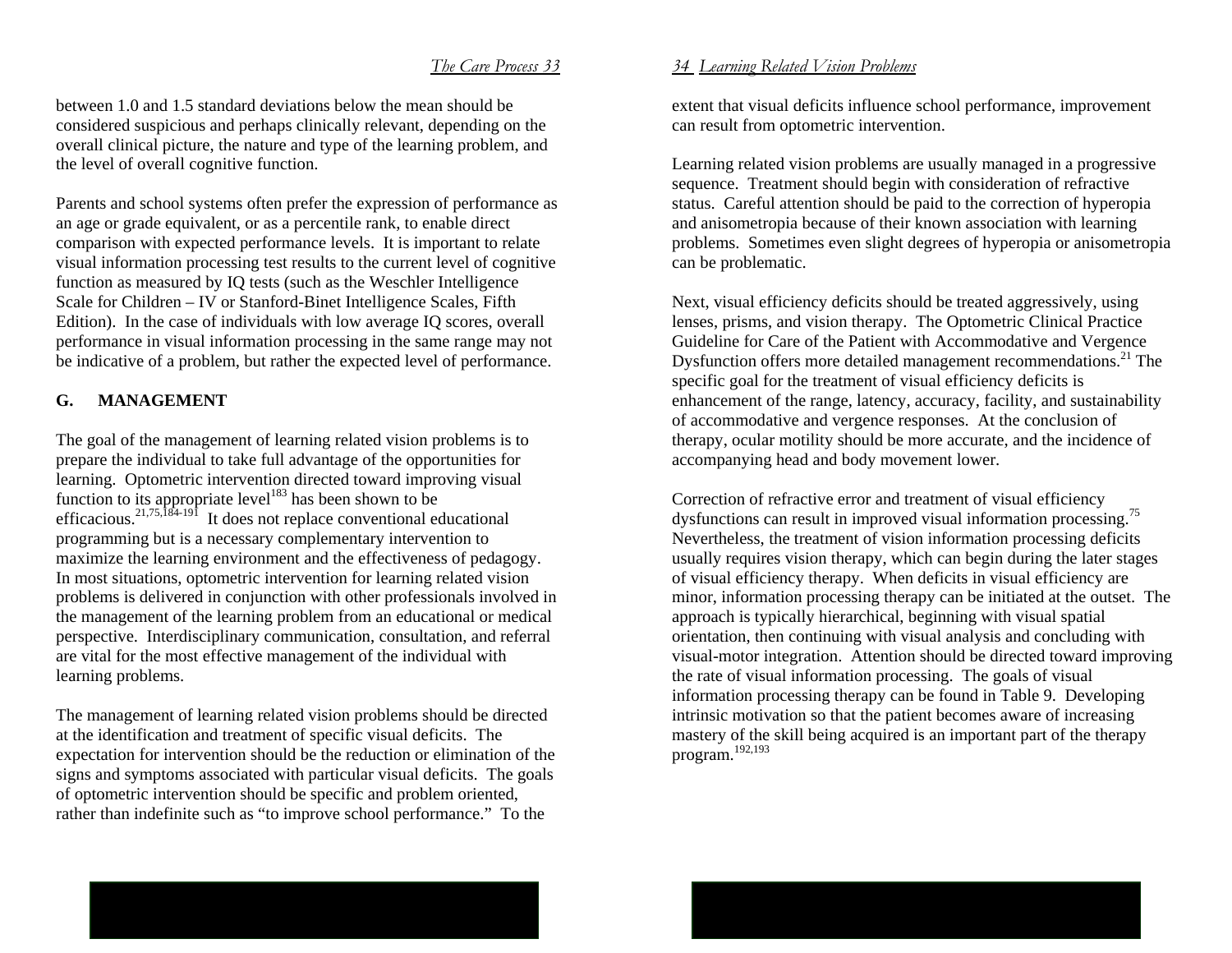between 1.0 and 1.5 standard deviations below the mean should be considered suspicious and perhaps clinically relevant, depending on the overall clinical picture, the nature and type of the learning problem, and the level of overall cognitive function.

Parents and school systems often prefer the expression of performance as an age or grade equivalent, or as a percentile rank, to enable direct comparison with expected performance levels. It is important to relate visual information processing test results to the current level of cognitive function as measured by IQ tests (such as the Weschler Intelligence Scale for Children – IV or Stanford-Binet Intelligence Scales, Fifth Edition). In the case of individuals with low average IQ scores, overall performance in visual information processing in the same range may not be indicative of a problem, but rather the expected level of performance.

## G. MANAGEMENT

The goal of the management of learning related vision problems is to prepare the individual to take full advantage of the opportunities for learning. Optometric intervention directed toward improving visual function to its appropriate level[183] has been shown to be efficacious.[21,75,184-191] It does not replace conventional educational programming but is a necessary complementary intervention to maximize the learning environment and the effectiveness of pedagogy. In most situations, optometric intervention for learning related vision problems is delivered in conjunction with other professionals involved in the management of the learning problem from an educational or medical perspective. Interdisciplinary communication, consultation, and referral are vital for the most effective management of the individual with learning problems.

The management of learning related vision problems should be directed at the identification and treatment of specific visual deficits. The expectation for intervention should be the reduction or elimination of the signs and symptoms associated with particular visual deficits. The goals of optometric intervention should be specific and problem oriented, rather than indefinite such as "to improve school performance." To the extent that visual deficits influence school performance, improvement can result from optometric intervention.

Learning related vision problems are usually managed in a progressive sequence. Treatment should begin with consideration of refractive status. Careful attention should be paid to the correction of hyperopia and anisometropia because of their known association with learning problems. Sometimes even slight degrees of hyperopia or anisometropia can be problematic.

Next, visual efficiency deficits should be treated aggressively, using lenses, prisms, and vision therapy. The Optometric Clinical Practice Guideline for Care of the Patient with Accommodative and Vergence Dysfunction offers more detailed management recommendations.[21] The specific goal for the treatment of visual efficiency deficits is enhancement of the range, latency, accuracy, facility, and sustainability of accommodative and vergence responses. At the conclusion of therapy, ocular motility should be more accurate, and the incidence of accompanying head and body movement lower.

Correction of refractive error and treatment of visual efficiency dysfunctions can result in improved visual information processing.[75] Nevertheless, the treatment of vision information processing deficits usually requires vision therapy, which can begin during the later stages of visual efficiency therapy. When deficits in visual efficiency are minor, information processing therapy can be initiated at the outset. The approach is typically hierarchical, beginning with visual spatial orientation, then continuing with visual analysis and concluding with visual-motor integration. Attention should be directed toward improving the rate of visual information processing. The goals of visual information processing therapy can be found in Table 9. Developing intrinsic motivation so that the patient becomes aware of increasing mastery of the skill being acquired is an important part of the therapy program.[192,193]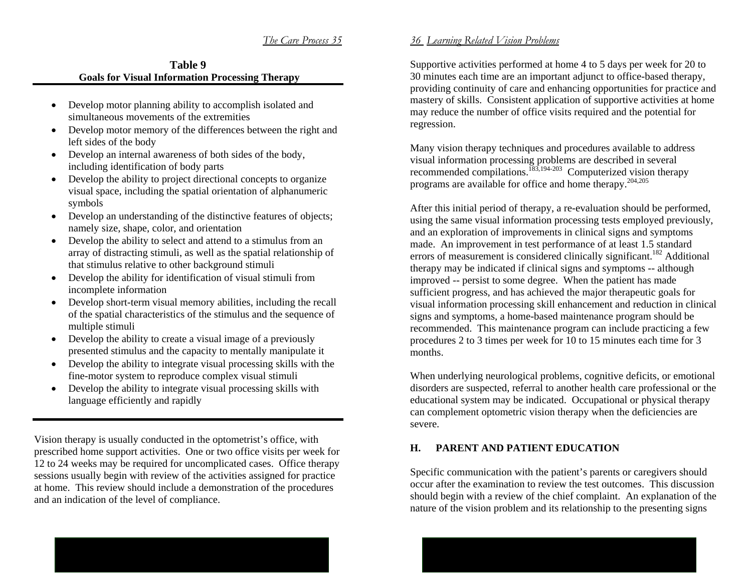**Table 9**
**Goals for Visual Information Processing Therapy**

- Develop motor planning ability to accomplish isolated and simultaneous movements of the extremities
- Develop motor memory of the differences between the right and left sides of the body
- Develop an internal awareness of both sides of the body, including identification of body parts
- Develop the ability to project directional concepts to organize visual space, including the spatial orientation of alphanumeric symbols
- Develop an understanding of the distinctive features of objects; namely size, shape, color, and orientation
- Develop the ability to select and attend to a stimulus from an array of distracting stimuli, as well as the spatial relationship of that stimulus relative to other background stimuli
- Develop the ability for identification of visual stimuli from incomplete information
- Develop short-term visual memory abilities, including the recall of the spatial characteristics of the stimulus and the sequence of multiple stimuli
- Develop the ability to create a visual image of a previously presented stimulus and the capacity to mentally manipulate it
- Develop the ability to integrate visual processing skills with the fine-motor system to reproduce complex visual stimuli
- Develop the ability to integrate visual processing skills with language efficiently and rapidly

Vision therapy is usually conducted in the optometrist's office, with prescribed home support activities. One or two office visits per week for 12 to 24 weeks may be required for uncomplicated cases. Office therapy sessions usually begin with review of the activities assigned for practice at home. This review should include a demonstration of the procedures and an indication of the level of compliance.

Supportive activities performed at home 4 to 5 days per week for 20 to 30 minutes each time are an important adjunct to office-based therapy, providing continuity of care and enhancing opportunities for practice and mastery of skills. Consistent application of supportive activities at home may reduce the number of office visits required and the potential for regression.

Many vision therapy techniques and procedures available to address visual information processing problems are described in several recommended compilations.[183,194-203] Computerized vision therapy programs are available for office and home therapy.[204,205]

After this initial period of therapy, a re-evaluation should be performed, using the same visual information processing tests employed previously, and an exploration of improvements in clinical signs and symptoms made. An improvement in test performance of at least 1.5 standard errors of measurement is considered clinically significant.[182] Additional therapy may be indicated if clinical signs and symptoms -- although improved -- persist to some degree. When the patient has made sufficient progress, and has achieved the major therapeutic goals for visual information processing skill enhancement and reduction in clinical signs and symptoms, a home-based maintenance program should be recommended. This maintenance program can include practicing a few procedures 2 to 3 times per week for 10 to 15 minutes each time for 3 months.

When underlying neurological problems, cognitive deficits, or emotional disorders are suspected, referral to another health care professional or the educational system may be indicated. Occupational or physical therapy can complement optometric vision therapy when the deficiencies are severe.

## H. PARENT AND PATIENT EDUCATION

Specific communication with the patient's parents or caregivers should occur after the examination to review the test outcomes. This discussion should begin with a review of the chief complaint. An explanation of the nature of the vision problem and its relationship to the presenting signs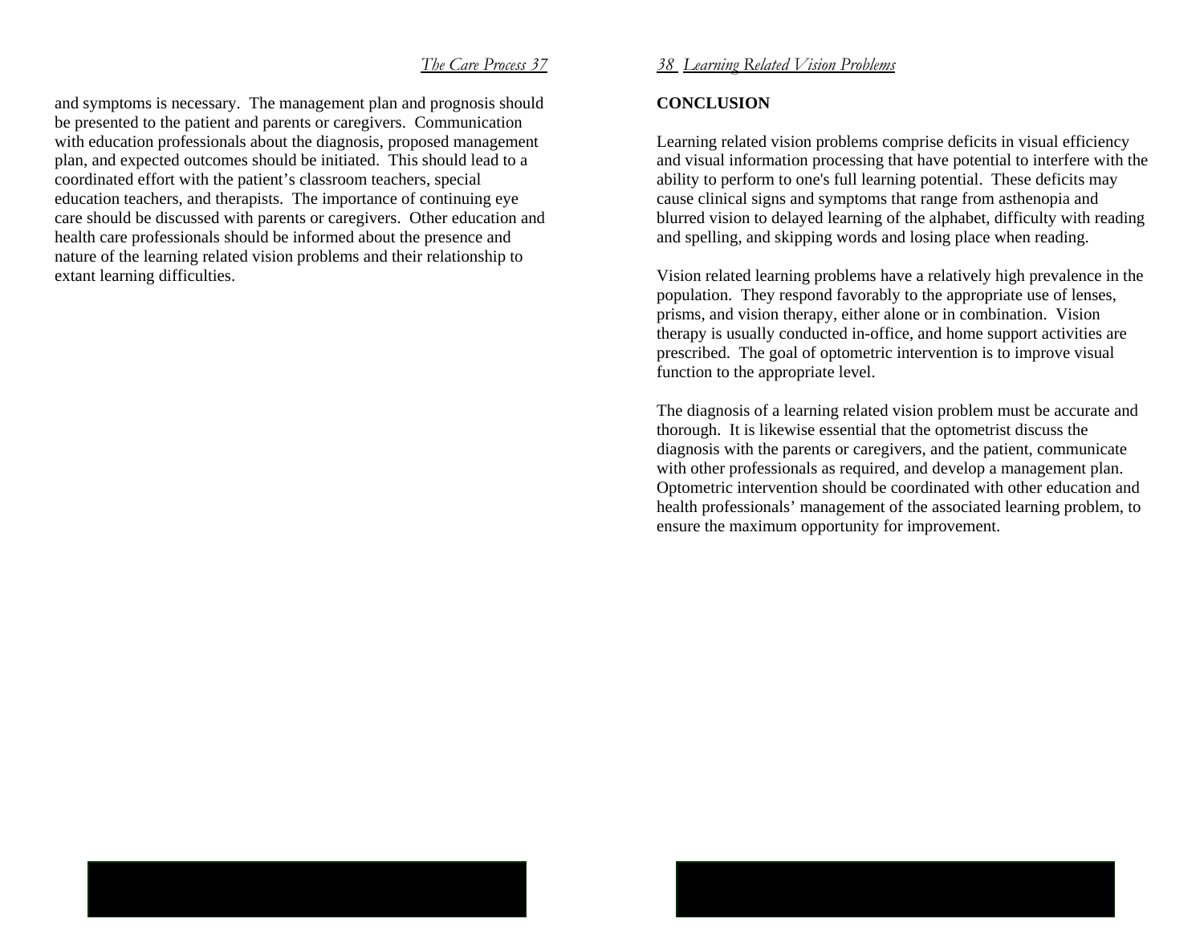and symptoms is necessary. The management plan and prognosis should be presented to the patient and parents or caregivers. Communication with education professionals about the diagnosis, proposed management plan, and expected outcomes should be initiated. This should lead to a coordinated effort with the patient's classroom teachers, special education teachers, and therapists. The importance of continuing eye care should be discussed with parents or caregivers. Other education and health care professionals should be informed about the presence and nature of the learning related vision problems and their relationship to extant learning difficulties.

## CONCLUSION

Learning related vision problems comprise deficits in visual efficiency and visual information processing that have potential to interfere with the ability to perform to one's full learning potential. These deficits may cause clinical signs and symptoms that range from asthenopia and blurred vision to delayed learning of the alphabet, difficulty with reading and spelling, and skipping words and losing place when reading.

Vision related learning problems have a relatively high prevalence in the population. They respond favorably to the appropriate use of lenses, prisms, and vision therapy, either alone or in combination. Vision therapy is usually conducted in-office, and home support activities are prescribed. The goal of optometric intervention is to improve visual function to the appropriate level.

The diagnosis of a learning related vision problem must be accurate and thorough. It is likewise essential that the optometrist discuss the diagnosis with the parents or caregivers, and the patient, communicate with other professionals as required, and develop a management plan. Optometric intervention should be coordinated with other education and health professionals' management of the associated learning problem, to ensure the maximum opportunity for improvement.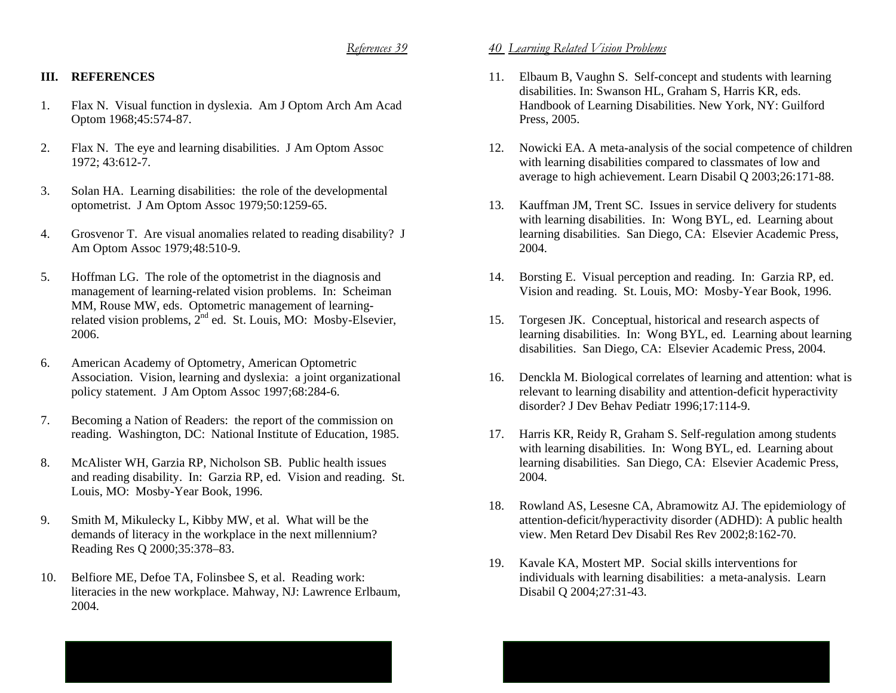## III. REFERENCES

1. Flax N. Visual function in dyslexia. Am J Optom Arch Am Acad Optom 1968;45:574-87.

2. Flax N. The eye and learning disabilities. J Am Optom Assoc 1972; 43:612-7.

3. Solan HA. Learning disabilities: the role of the developmental optometrist. J Am Optom Assoc 1979;50:1259-65.

4. Grosvenor T. Are visual anomalies related to reading disability? J Am Optom Assoc 1979;48:510-9.

5. Hoffman LG. The role of the optometrist in the diagnosis and management of learning-related vision problems. In: Scheiman MM, Rouse MW, eds. Optometric management of learning-related vision problems, 2nd ed. St. Louis, MO: Mosby-Elsevier, 2006.

6. American Academy of Optometry, American Optometric Association. Vision, learning and dyslexia: a joint organizational policy statement. J Am Optom Assoc 1997;68:284-6.

7. Becoming a Nation of Readers: the report of the commission on reading. Washington, DC: National Institute of Education, 1985.

8. McAlister WH, Garzia RP, Nicholson SB. Public health issues and reading disability. In: Garzia RP, ed. Vision and reading. St. Louis, MO: Mosby-Year Book, 1996.

9. Smith M, Mikulecky L, Kibby MW, et al. What will be the demands of literacy in the workplace in the next millennium? Reading Res Q 2000;35:378–83.

10. Belfiore ME, Defoe TA, Folinsbee S, et al. Reading work: literacies in the new workplace. Mahway, NJ: Lawrence Erlbaum, 2004.

11. Elbaum B, Vaughn S. Self-concept and students with learning disabilities. In: Swanson HL, Graham S, Harris KR, eds. Handbook of Learning Disabilities. New York, NY: Guilford Press, 2005.

12. Nowicki EA. A meta-analysis of the social competence of children with learning disabilities compared to classmates of low and average to high achievement. Learn Disabil Q 2003;26:171-88.

13. Kauffman JM, Trent SC. Issues in service delivery for students with learning disabilities. In: Wong BYL, ed. Learning about learning disabilities. San Diego, CA: Elsevier Academic Press, 2004.

14. Borsting E. Visual perception and reading. In: Garzia RP, ed. Vision and reading. St. Louis, MO: Mosby-Year Book, 1996.

15. Torgesen JK. Conceptual, historical and research aspects of learning disabilities. In: Wong BYL, ed. Learning about learning disabilities. San Diego, CA: Elsevier Academic Press, 2004.

16. Denckla M. Biological correlates of learning and attention: what is relevant to learning disability and attention-deficit hyperactivity disorder? J Dev Behav Pediatr 1996;17:114-9.

17. Harris KR, Reidy R, Graham S. Self-regulation among students with learning disabilities. In: Wong BYL, ed. Learning about learning disabilities. San Diego, CA: Elsevier Academic Press, 2004.

18. Rowland AS, Lesesne CA, Abramowitz AJ. The epidemiology of attention-deficit/hyperactivity disorder (ADHD): A public health view. Men Retard Dev Disabil Res Rev 2002;8:162-70.

19. Kavale KA, Mostert MP. Social skills interventions for individuals with learning disabilities: a meta-analysis. Learn Disabil Q 2004;27:31-43.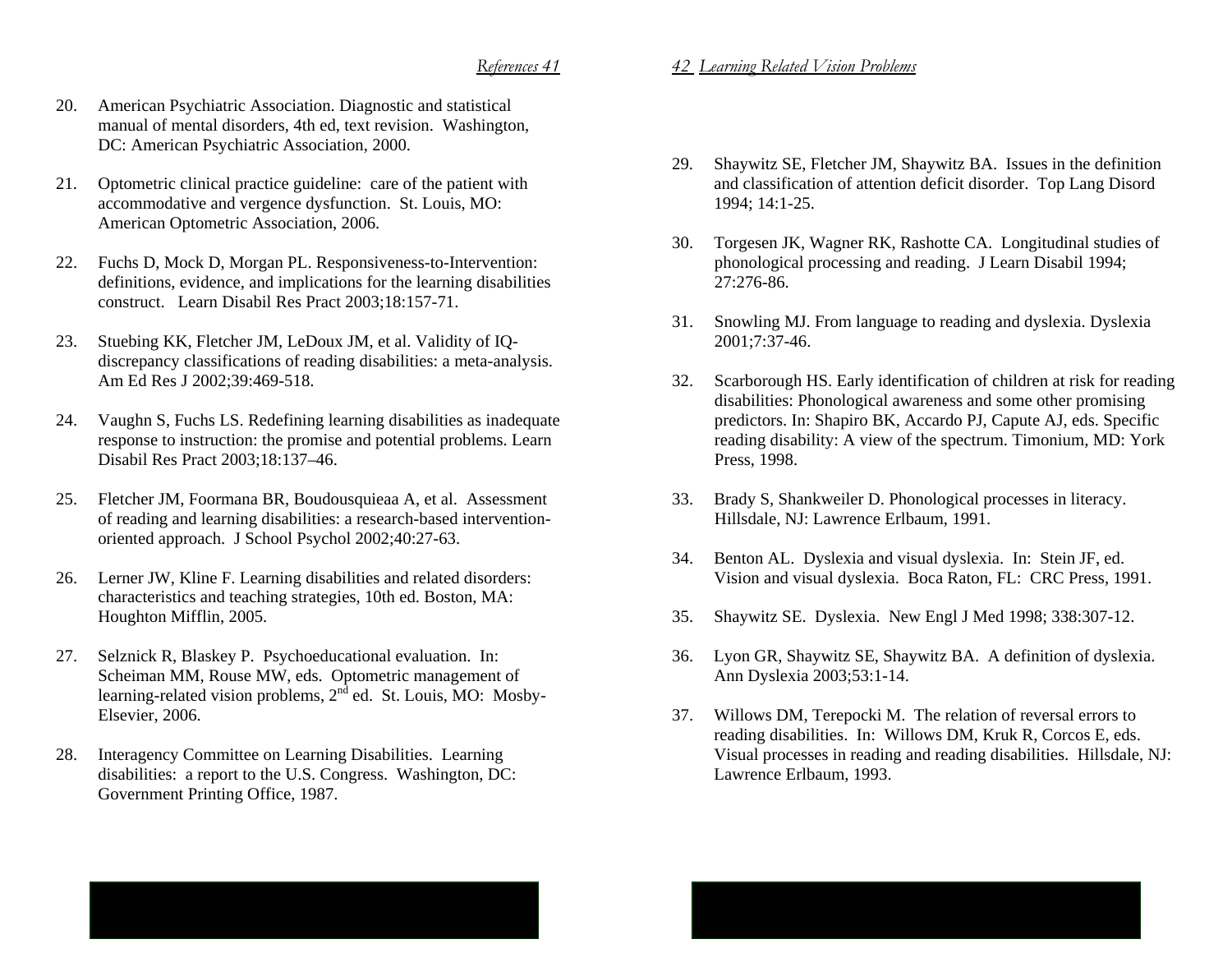20. American Psychiatric Association. Diagnostic and statistical manual of mental disorders, 4th ed, text revision. Washington, DC: American Psychiatric Association, 2000.

21. Optometric clinical practice guideline: care of the patient with accommodative and vergence dysfunction. St. Louis, MO: American Optometric Association, 2006.

22. Fuchs D, Mock D, Morgan PL. Responsiveness-to-Intervention: definitions, evidence, and implications for the learning disabilities construct. Learn Disabil Res Pract 2003;18:157-71.

23. Stuebing KK, Fletcher JM, LeDoux JM, et al. Validity of IQ-discrepancy classifications of reading disabilities: a meta-analysis. Am Ed Res J 2002;39:469-518.

24. Vaughn S, Fuchs LS. Redefining learning disabilities as inadequate response to instruction: the promise and potential problems. Learn Disabil Res Pract 2003;18:137–46.

25. Fletcher JM, Foormana BR, Boudousquieaa A, et al. Assessment of reading and learning disabilities: a research-based intervention-oriented approach. J School Psychol 2002;40:27-63.

26. Lerner JW, Kline F. Learning disabilities and related disorders: characteristics and teaching strategies, 10th ed. Boston, MA: Houghton Mifflin, 2005.

27. Selznick R, Blaskey P. Psychoeducational evaluation. In: Scheiman MM, Rouse MW, eds. Optometric management of learning-related vision problems, 2nd ed. St. Louis, MO: Mosby-Elsevier, 2006.

28. Interagency Committee on Learning Disabilities. Learning disabilities: a report to the U.S. Congress. Washington, DC: Government Printing Office, 1987.

29. Shaywitz SE, Fletcher JM, Shaywitz BA. Issues in the definition and classification of attention deficit disorder. Top Lang Disord 1994; 14:1-25.

30. Torgesen JK, Wagner RK, Rashotte CA. Longitudinal studies of phonological processing and reading. J Learn Disabil 1994; 27:276-86.

31. Snowling MJ. From language to reading and dyslexia. Dyslexia 2001;7:37-46.

32. Scarborough HS. Early identification of children at risk for reading disabilities: Phonological awareness and some other promising predictors. In: Shapiro BK, Accardo PJ, Capute AJ, eds. Specific reading disability: A view of the spectrum. Timonium, MD: York Press, 1998.

33. Brady S, Shankweiler D. Phonological processes in literacy. Hillsdale, NJ: Lawrence Erlbaum, 1991.

34. Benton AL. Dyslexia and visual dyslexia. In: Stein JF, ed. Vision and visual dyslexia. Boca Raton, FL: CRC Press, 1991.

35. Shaywitz SE. Dyslexia. New Engl J Med 1998; 338:307-12.

36. Lyon GR, Shaywitz SE, Shaywitz BA. A definition of dyslexia. Ann Dyslexia 2003;53:1-14.

37. Willows DM, Terepocki M. The relation of reversal errors to reading disabilities. In: Willows DM, Kruk R, Corcos E, eds. Visual processes in reading and reading disabilities. Hillsdale, NJ: Lawrence Erlbaum, 1993.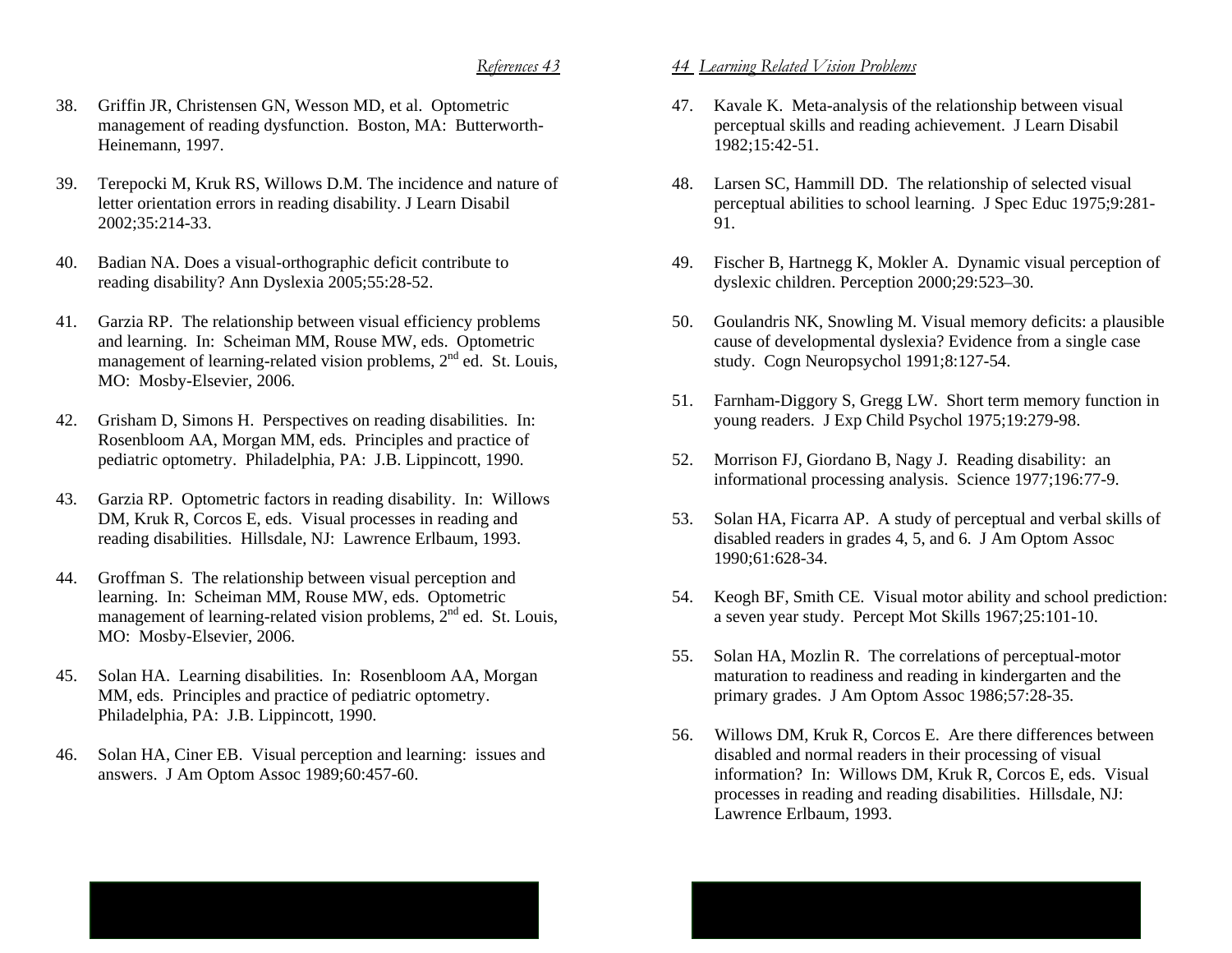38. Griffin JR, Christensen GN, Wesson MD, et al. Optometric management of reading dysfunction. Boston, MA: Butterworth-Heinemann, 1997.

39. Terepocki M, Kruk RS, Willows D.M. The incidence and nature of letter orientation errors in reading disability. J Learn Disabil 2002;35:214-33.

40. Badian NA. Does a visual-orthographic deficit contribute to reading disability? Ann Dyslexia 2005;55:28-52.

41. Garzia RP. The relationship between visual efficiency problems and learning. In: Scheiman MM, Rouse MW, eds. Optometric management of learning-related vision problems, 2nd ed. St. Louis, MO: Mosby-Elsevier, 2006.

42. Grisham D, Simons H. Perspectives on reading disabilities. In: Rosenbloom AA, Morgan MM, eds. Principles and practice of pediatric optometry. Philadelphia, PA: J.B. Lippincott, 1990.

43. Garzia RP. Optometric factors in reading disability. In: Willows DM, Kruk R, Corcos E, eds. Visual processes in reading and reading disabilities. Hillsdale, NJ: Lawrence Erlbaum, 1993.

44. Groffman S. The relationship between visual perception and learning. In: Scheiman MM, Rouse MW, eds. Optometric management of learning-related vision problems, 2nd ed. St. Louis, MO: Mosby-Elsevier, 2006.

45. Solan HA. Learning disabilities. In: Rosenbloom AA, Morgan MM, eds. Principles and practice of pediatric optometry. Philadelphia, PA: J.B. Lippincott, 1990.

46. Solan HA, Ciner EB. Visual perception and learning: issues and answers. J Am Optom Assoc 1989;60:457-60.

47. Kavale K. Meta-analysis of the relationship between visual perceptual skills and reading achievement. J Learn Disabil 1982;15:42-51.

48. Larsen SC, Hammill DD. The relationship of selected visual perceptual abilities to school learning. J Spec Educ 1975;9:281-91.

49. Fischer B, Hartnegg K, Mokler A. Dynamic visual perception of dyslexic children. Perception 2000;29:523–30.

50. Goulandris NK, Snowling M. Visual memory deficits: a plausible cause of developmental dyslexia? Evidence from a single case study. Cogn Neuropsychol 1991;8:127-54.

51. Farnham-Diggory S, Gregg LW. Short term memory function in young readers. J Exp Child Psychol 1975;19:279-98.

52. Morrison FJ, Giordano B, Nagy J. Reading disability: an informational processing analysis. Science 1977;196:77-9.

53. Solan HA, Ficarra AP. A study of perceptual and verbal skills of disabled readers in grades 4, 5, and 6. J Am Optom Assoc 1990;61:628-34.

54. Keogh BF, Smith CE. Visual motor ability and school prediction: a seven year study. Percept Mot Skills 1967;25:101-10.

55. Solan HA, Mozlin R. The correlations of perceptual-motor maturation to readiness and reading in kindergarten and the primary grades. J Am Optom Assoc 1986;57:28-35.

56. Willows DM, Kruk R, Corcos E. Are there differences between disabled and normal readers in their processing of visual information? In: Willows DM, Kruk R, Corcos E, eds. Visual processes in reading and reading disabilities. Hillsdale, NJ: Lawrence Erlbaum, 1993.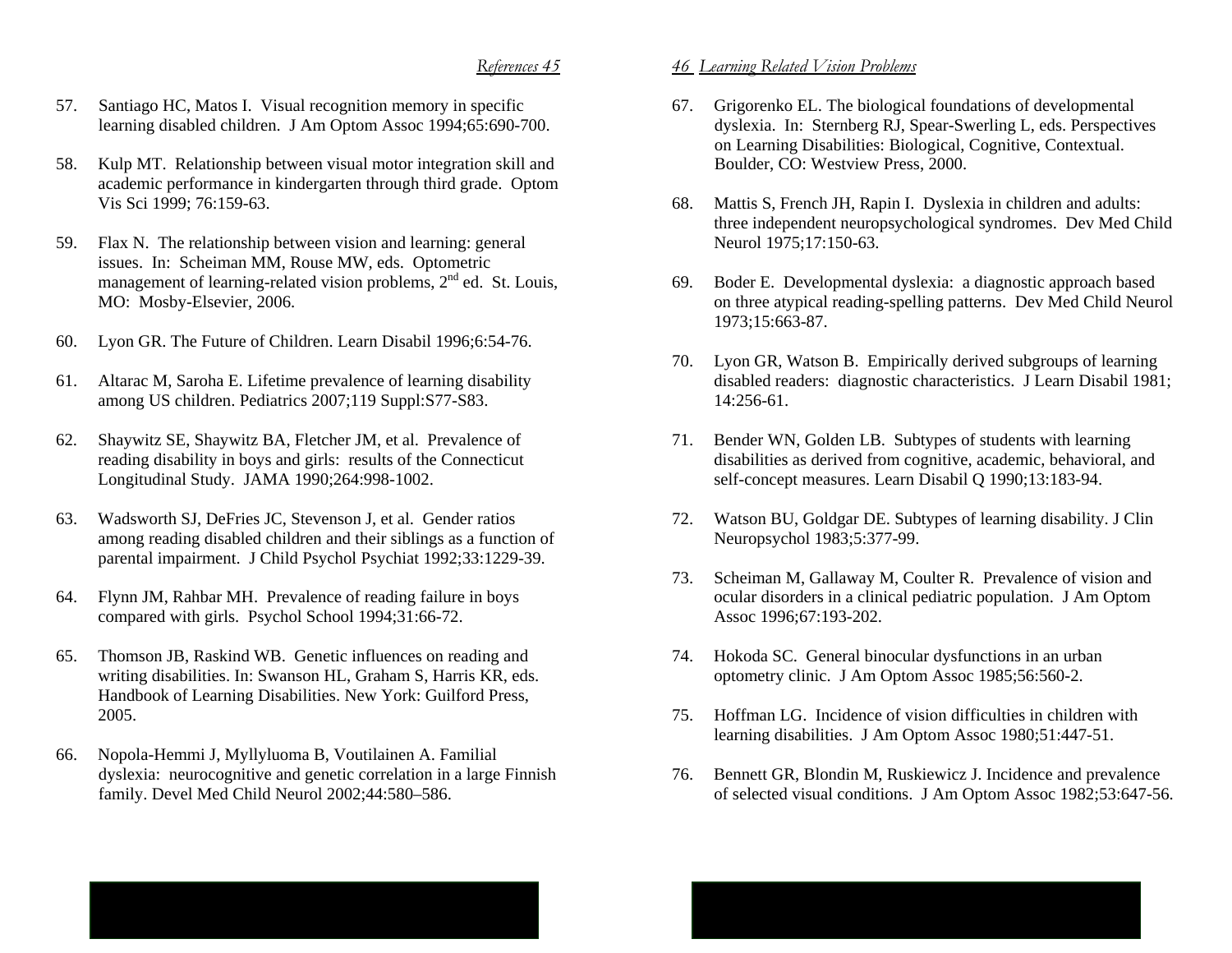57. Santiago HC, Matos I. Visual recognition memory in specific learning disabled children. J Am Optom Assoc 1994;65:690-700.

58. Kulp MT. Relationship between visual motor integration skill and academic performance in kindergarten through third grade. Optom Vis Sci 1999; 76:159-63.

59. Flax N. The relationship between vision and learning: general issues. In: Scheiman MM, Rouse MW, eds. Optometric management of learning-related vision problems, 2nd ed. St. Louis, MO: Mosby-Elsevier, 2006.

60. Lyon GR. The Future of Children. Learn Disabil 1996;6:54-76.

61. Altarac M, Saroha E. Lifetime prevalence of learning disability among US children. Pediatrics 2007;119 Suppl:S77-S83.

62. Shaywitz SE, Shaywitz BA, Fletcher JM, et al. Prevalence of reading disability in boys and girls: results of the Connecticut Longitudinal Study. JAMA 1990;264:998-1002.

63. Wadsworth SJ, DeFries JC, Stevenson J, et al. Gender ratios among reading disabled children and their siblings as a function of parental impairment. J Child Psychol Psychiat 1992;33:1229-39.

64. Flynn JM, Rahbar MH. Prevalence of reading failure in boys compared with girls. Psychol School 1994;31:66-72.

65. Thomson JB, Raskind WB. Genetic influences on reading and writing disabilities. In: Swanson HL, Graham S, Harris KR, eds. Handbook of Learning Disabilities. New York: Guilford Press, 2005.

66. Nopola-Hemmi J, Myllyluoma B, Voutilainen A. Familial dyslexia: neurocognitive and genetic correlation in a large Finnish family. Devel Med Child Neurol 2002;44:580–586.

67. Grigorenko EL. The biological foundations of developmental dyslexia. In: Sternberg RJ, Spear-Swerling L, eds. Perspectives on Learning Disabilities: Biological, Cognitive, Contextual. Boulder, CO: Westview Press, 2000.

68. Mattis S, French JH, Rapin I. Dyslexia in children and adults: three independent neuropsychological syndromes. Dev Med Child Neurol 1975;17:150-63.

69. Boder E. Developmental dyslexia: a diagnostic approach based on three atypical reading-spelling patterns. Dev Med Child Neurol 1973;15:663-87.

70. Lyon GR, Watson B. Empirically derived subgroups of learning disabled readers: diagnostic characteristics. J Learn Disabil 1981; 14:256-61.

71. Bender WN, Golden LB. Subtypes of students with learning disabilities as derived from cognitive, academic, behavioral, and self-concept measures. Learn Disabil Q 1990;13:183-94.

72. Watson BU, Goldgar DE. Subtypes of learning disability. J Clin Neuropsychol 1983;5:377-99.

73. Scheiman M, Gallaway M, Coulter R. Prevalence of vision and ocular disorders in a clinical pediatric population. J Am Optom Assoc 1996;67:193-202.

74. Hokoda SC. General binocular dysfunctions in an urban optometry clinic. J Am Optom Assoc 1985;56:560-2.

75. Hoffman LG. Incidence of vision difficulties in children with learning disabilities. J Am Optom Assoc 1980;51:447-51.

76. Bennett GR, Blondin M, Ruskiewicz J. Incidence and prevalence of selected visual conditions. J Am Optom Assoc 1982;53:647-56.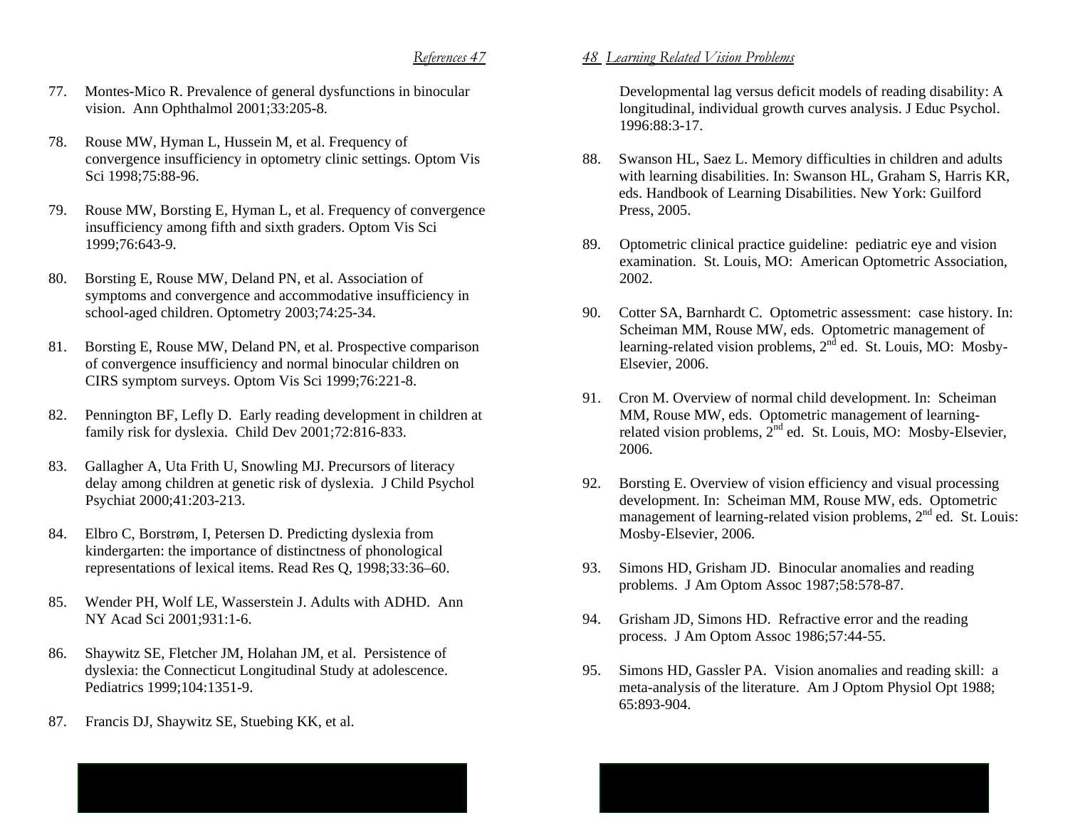77. Montes-Mico R. Prevalence of general dysfunctions in binocular vision. Ann Ophthalmol 2001;33:205-8.

78. Rouse MW, Hyman L, Hussein M, et al. Frequency of convergence insufficiency in optometry clinic settings. Optom Vis Sci 1998;75:88-96.

79. Rouse MW, Borsting E, Hyman L, et al. Frequency of convergence insufficiency among fifth and sixth graders. Optom Vis Sci 1999;76:643-9.

80. Borsting E, Rouse MW, Deland PN, et al. Association of symptoms and convergence and accommodative insufficiency in school-aged children. Optometry 2003;74:25-34.

81. Borsting E, Rouse MW, Deland PN, et al. Prospective comparison of convergence insufficiency and normal binocular children on CIRS symptom surveys. Optom Vis Sci 1999;76:221-8.

82. Pennington BF, Lefly D. Early reading development in children at family risk for dyslexia. Child Dev 2001;72:816-833.

83. Gallagher A, Uta Frith U, Snowling MJ. Precursors of literacy delay among children at genetic risk of dyslexia. J Child Psychol Psychiat 2000;41:203-213.

84. Elbro C, Borstrøm, I, Petersen D. Predicting dyslexia from kindergarten: the importance of distinctness of phonological representations of lexical items. Read Res Q, 1998;33:36–60.

85. Wender PH, Wolf LE, Wasserstein J. Adults with ADHD. Ann NY Acad Sci 2001;931:1-6.

86. Shaywitz SE, Fletcher JM, Holahan JM, et al. Persistence of dyslexia: the Connecticut Longitudinal Study at adolescence. Pediatrics 1999;104:1351-9.

87. Francis DJ, Shaywitz SE, Stuebing KK, et al. Developmental lag versus deficit models of reading disability: A longitudinal, individual growth curves analysis. J Educ Psychol. 1996:88:3-17.

88. Swanson HL, Saez L. Memory difficulties in children and adults with learning disabilities. In: Swanson HL, Graham S, Harris KR, eds. Handbook of Learning Disabilities. New York: Guilford Press, 2005.

89. Optometric clinical practice guideline: pediatric eye and vision examination. St. Louis, MO: American Optometric Association, 2002.

90. Cotter SA, Barnhardt C. Optometric assessment: case history. In: Scheiman MM, Rouse MW, eds. Optometric management of learning-related vision problems, 2nd ed. St. Louis, MO: Mosby-Elsevier, 2006.

91. Cron M. Overview of normal child development. In: Scheiman MM, Rouse MW, eds. Optometric management of learning-related vision problems, 2nd ed. St. Louis, MO: Mosby-Elsevier, 2006.

92. Borsting E. Overview of vision efficiency and visual processing development. In: Scheiman MM, Rouse MW, eds. Optometric management of learning-related vision problems, 2nd ed. St. Louis: Mosby-Elsevier, 2006.

93. Simons HD, Grisham JD. Binocular anomalies and reading problems. J Am Optom Assoc 1987;58:578-87.

94. Grisham JD, Simons HD. Refractive error and the reading process. J Am Optom Assoc 1986;57:44-55.

95. Simons HD, Gassler PA. Vision anomalies and reading skill: a meta-analysis of the literature. Am J Optom Physiol Opt 1988; 65:893-904.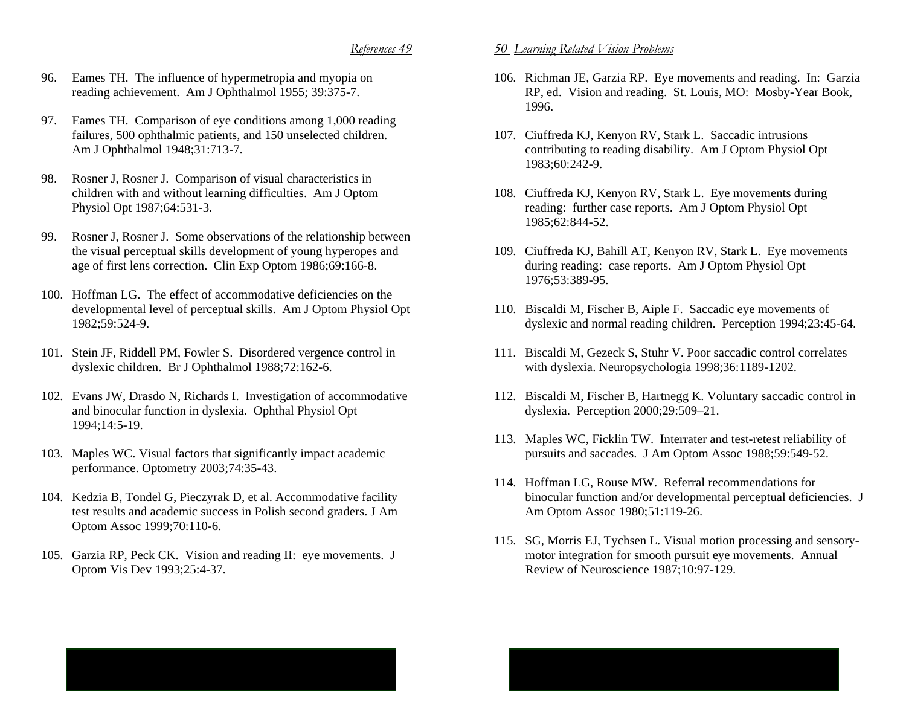96. Eames TH. The influence of hypermetropia and myopia on reading achievement. Am J Ophthalmol 1955; 39:375-7.

97. Eames TH. Comparison of eye conditions among 1,000 reading failures, 500 ophthalmic patients, and 150 unselected children. Am J Ophthalmol 1948;31:713-7.

98. Rosner J, Rosner J. Comparison of visual characteristics in children with and without learning difficulties. Am J Optom Physiol Opt 1987;64:531-3.

99. Rosner J, Rosner J. Some observations of the relationship between the visual perceptual skills development of young hyperopes and age of first lens correction. Clin Exp Optom 1986;69:166-8.

100. Hoffman LG. The effect of accommodative deficiencies on the developmental level of perceptual skills. Am J Optom Physiol Opt 1982;59:524-9.

101. Stein JF, Riddell PM, Fowler S. Disordered vergence control in dyslexic children. Br J Ophthalmol 1988;72:162-6.

102. Evans JW, Drasdo N, Richards I. Investigation of accommodative and binocular function in dyslexia. Ophthal Physiol Opt 1994;14:5-19.

103. Maples WC. Visual factors that significantly impact academic performance. Optometry 2003;74:35-43.

104. Kedzia B, Tondel G, Pieczyrak D, et al. Accommodative facility test results and academic success in Polish second graders. J Am Optom Assoc 1999;70:110-6.

105. Garzia RP, Peck CK. Vision and reading II: eye movements. J Optom Vis Dev 1993;25:4-37.

106. Richman JE, Garzia RP. Eye movements and reading. In: Garzia RP, ed. Vision and reading. St. Louis, MO: Mosby-Year Book, 1996.

107. Ciuffreda KJ, Kenyon RV, Stark L. Saccadic intrusions contributing to reading disability. Am J Optom Physiol Opt 1983;60:242-9.

108. Ciuffreda KJ, Kenyon RV, Stark L. Eye movements during reading: further case reports. Am J Optom Physiol Opt 1985;62:844-52.

109. Ciuffreda KJ, Bahill AT, Kenyon RV, Stark L. Eye movements during reading: case reports. Am J Optom Physiol Opt 1976;53:389-95.

110. Biscaldi M, Fischer B, Aiple F. Saccadic eye movements of dyslexic and normal reading children. Perception 1994;23:45-64.

111. Biscaldi M, Gezeck S, Stuhr V. Poor saccadic control correlates with dyslexia. Neuropsychologia 1998;36:1189-1202.

112. Biscaldi M, Fischer B, Hartnegg K. Voluntary saccadic control in dyslexia. Perception 2000;29:509–21.

113. Maples WC, Ficklin TW. Interrater and test-retest reliability of pursuits and saccades. J Am Optom Assoc 1988;59:549-52.

114. Hoffman LG, Rouse MW. Referral recommendations for binocular function and/or developmental perceptual deficiencies. J Am Optom Assoc 1980;51:119-26.

115. SG, Morris EJ, Tychsen L. Visual motion processing and sensory-motor integration for smooth pursuit eye movements. Annual Review of Neuroscience 1987;10:97-129.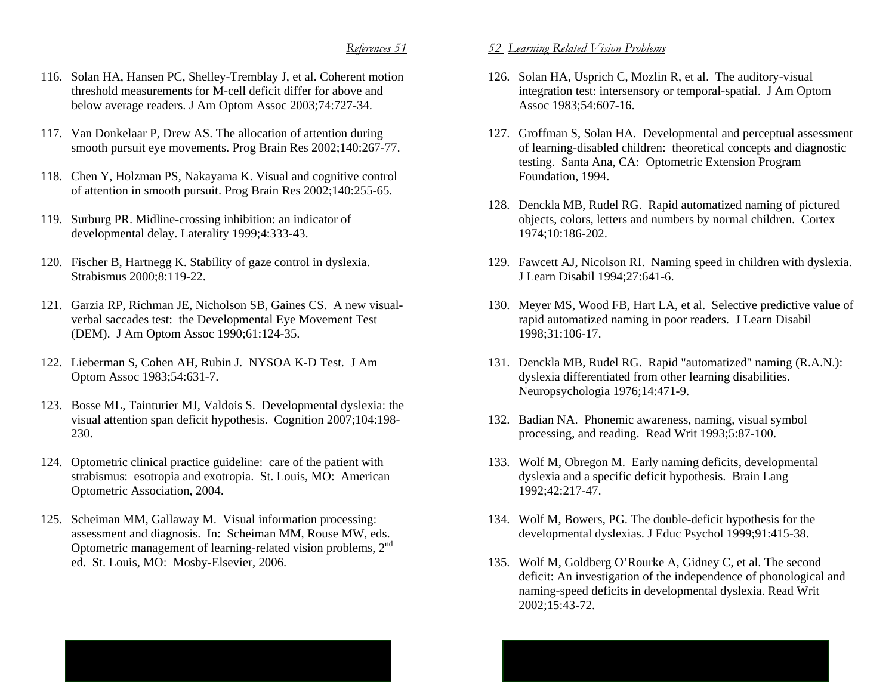116. Solan HA, Hansen PC, Shelley-Tremblay J, et al. Coherent motion threshold measurements for M-cell deficit differ for above and below average readers. J Am Optom Assoc 2003;74:727-34.

117. Van Donkelaar P, Drew AS. The allocation of attention during smooth pursuit eye movements. Prog Brain Res 2002;140:267-77.

118. Chen Y, Holzman PS, Nakayama K. Visual and cognitive control of attention in smooth pursuit. Prog Brain Res 2002;140:255-65.

119. Surburg PR. Midline-crossing inhibition: an indicator of developmental delay. Laterality 1999;4:333-43.

120. Fischer B, Hartnegg K. Stability of gaze control in dyslexia. Strabismus 2000;8:119-22.

121. Garzia RP, Richman JE, Nicholson SB, Gaines CS. A new visual-verbal saccades test: the Developmental Eye Movement Test (DEM). J Am Optom Assoc 1990;61:124-35.

122. Lieberman S, Cohen AH, Rubin J. NYSOA K-D Test. J Am Optom Assoc 1983;54:631-7.

123. Bosse ML, Tainturier MJ, Valdois S. Developmental dyslexia: the visual attention span deficit hypothesis. Cognition 2007;104:198-230.

124. Optometric clinical practice guideline: care of the patient with strabismus: esotropia and exotropia. St. Louis, MO: American Optometric Association, 2004.

125. Scheiman MM, Gallaway M. Visual information processing: assessment and diagnosis. In: Scheiman MM, Rouse MW, eds. Optometric management of learning-related vision problems, 2nd ed. St. Louis, MO: Mosby-Elsevier, 2006.

126. Solan HA, Usprich C, Mozlin R, et al. The auditory-visual integration test: intersensory or temporal-spatial. J Am Optom Assoc 1983;54:607-16.

127. Groffman S, Solan HA. Developmental and perceptual assessment of learning-disabled children: theoretical concepts and diagnostic testing. Santa Ana, CA: Optometric Extension Program Foundation, 1994.

128. Denckla MB, Rudel RG. Rapid automatized naming of pictured objects, colors, letters and numbers by normal children. Cortex 1974;10:186-202.

129. Fawcett AJ, Nicolson RI. Naming speed in children with dyslexia. J Learn Disabil 1994;27:641-6.

130. Meyer MS, Wood FB, Hart LA, et al. Selective predictive value of rapid automatized naming in poor readers. J Learn Disabil 1998;31:106-17.

131. Denckla MB, Rudel RG. Rapid "automatized" naming (R.A.N.): dyslexia differentiated from other learning disabilities. Neuropsychologia 1976;14:471-9.

132. Badian NA. Phonemic awareness, naming, visual symbol processing, and reading. Read Writ 1993;5:87-100.

133. Wolf M, Obregon M. Early naming deficits, developmental dyslexia and a specific deficit hypothesis. Brain Lang 1992;42:217-47.

134. Wolf M, Bowers, PG. The double-deficit hypothesis for the developmental dyslexias. J Educ Psychol 1999;91:415-38.

135. Wolf M, Goldberg O'Rourke A, Gidney C, et al. The second deficit: An investigation of the independence of phonological and naming-speed deficits in developmental dyslexia. Read Writ 2002;15:43-72.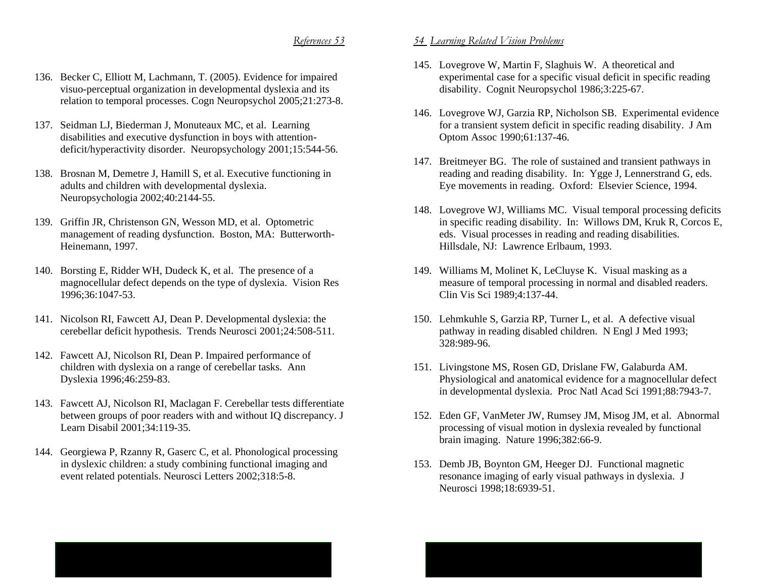136. Becker C, Elliott M, Lachmann, T. (2005). Evidence for impaired visuo-perceptual organization in developmental dyslexia and its relation to temporal processes. Cogn Neuropsychol 2005;21:273-8.

137. Seidman LJ, Biederman J, Monuteaux MC, et al. Learning disabilities and executive dysfunction in boys with attention-deficit/hyperactivity disorder. Neuropsychology 2001;15:544-56.

138. Brosnan M, Demetre J, Hamill S, et al. Executive functioning in adults and children with developmental dyslexia. Neuropsychologia 2002;40:2144-55.

139. Griffin JR, Christenson GN, Wesson MD, et al. Optometric management of reading dysfunction. Boston, MA: Butterworth-Heinemann, 1997.

140. Borsting E, Ridder WH, Dudeck K, et al. The presence of a magnocellular defect depends on the type of dyslexia. Vision Res 1996;36:1047-53.

141. Nicolson RI, Fawcett AJ, Dean P. Developmental dyslexia: the cerebellar deficit hypothesis. Trends Neurosci 2001;24:508-511.

142. Fawcett AJ, Nicolson RI, Dean P. Impaired performance of children with dyslexia on a range of cerebellar tasks. Ann Dyslexia 1996;46:259-83.

143. Fawcett AJ, Nicolson RI, Maclagan F. Cerebellar tests differentiate between groups of poor readers with and without IQ discrepancy. J Learn Disabil 2001;34:119-35.

144. Georgiewa P, Rzanny R, Gaserc C, et al. Phonological processing in dyslexic children: a study combining functional imaging and event related potentials. Neurosci Letters 2002;318:5-8.

145. Lovegrove W, Martin F, Slaghuis W. A theoretical and experimental case for a specific visual deficit in specific reading disability. Cognit Neuropsychol 1986;3:225-67.

146. Lovegrove WJ, Garzia RP, Nicholson SB. Experimental evidence for a transient system deficit in specific reading disability. J Am Optom Assoc 1990;61:137-46.

147. Breitmeyer BG. The role of sustained and transient pathways in reading and reading disability. In: Ygge J, Lennerstrand G, eds. Eye movements in reading. Oxford: Elsevier Science, 1994.

148. Lovegrove WJ, Williams MC. Visual temporal processing deficits in specific reading disability. In: Willows DM, Kruk R, Corcos E, eds. Visual processes in reading and reading disabilities. Hillsdale, NJ: Lawrence Erlbaum, 1993.

149. Williams M, Molinet K, LeCluyse K. Visual masking as a measure of temporal processing in normal and disabled readers. Clin Vis Sci 1989;4:137-44.

150. Lehmkuhle S, Garzia RP, Turner L, et al. A defective visual pathway in reading disabled children. N Engl J Med 1993; 328:989-96.

151. Livingstone MS, Rosen GD, Drislane FW, Galaburda AM. Physiological and anatomical evidence for a magnocellular defect in developmental dyslexia. Proc Natl Acad Sci 1991;88:7943-7.

152. Eden GF, VanMeter JW, Rumsey JM, Misog JM, et al. Abnormal processing of visual motion in dyslexia revealed by functional brain imaging. Nature 1996;382:66-9.

153. Demb JB, Boynton GM, Heeger DJ. Functional magnetic resonance imaging of early visual pathways in dyslexia. J Neurosci 1998;18:6939-51.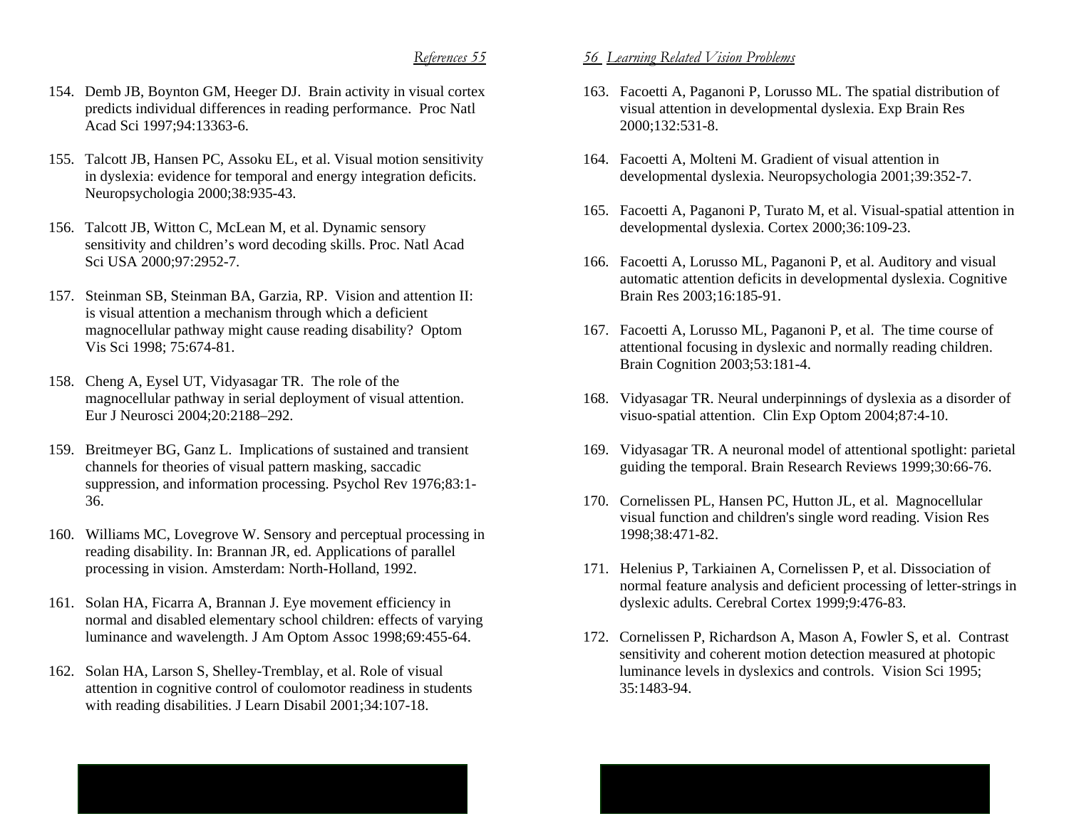154. Demb JB, Boynton GM, Heeger DJ. Brain activity in visual cortex predicts individual differences in reading performance. Proc Natl Acad Sci 1997;94:13363-6.

155. Talcott JB, Hansen PC, Assoku EL, et al. Visual motion sensitivity in dyslexia: evidence for temporal and energy integration deficits. Neuropsychologia 2000;38:935-43.

156. Talcott JB, Witton C, McLean M, et al. Dynamic sensory sensitivity and children's word decoding skills. Proc. Natl Acad Sci USA 2000;97:2952-7.

157. Steinman SB, Steinman BA, Garzia, RP. Vision and attention II: is visual attention a mechanism through which a deficient magnocellular pathway might cause reading disability? Optom Vis Sci 1998; 75:674-81.

158. Cheng A, Eysel UT, Vidyasagar TR. The role of the magnocellular pathway in serial deployment of visual attention. Eur J Neurosci 2004;20:2188–292.

159. Breitmeyer BG, Ganz L. Implications of sustained and transient channels for theories of visual pattern masking, saccadic suppression, and information processing. Psychol Rev 1976;83:1-36.

160. Williams MC, Lovegrove W. Sensory and perceptual processing in reading disability. In: Brannan JR, ed. Applications of parallel processing in vision. Amsterdam: North-Holland, 1992.

161. Solan HA, Ficarra A, Brannan J. Eye movement efficiency in normal and disabled elementary school children: effects of varying luminance and wavelength. J Am Optom Assoc 1998;69:455-64.

162. Solan HA, Larson S, Shelley-Tremblay, et al. Role of visual attention in cognitive control of coulomotor readiness in students with reading disabilities. J Learn Disabil 2001;34:107-18.

163. Facoetti A, Paganoni P, Lorusso ML. The spatial distribution of visual attention in developmental dyslexia. Exp Brain Res 2000;132:531-8.

164. Facoetti A, Molteni M. Gradient of visual attention in developmental dyslexia. Neuropsychologia 2001;39:352-7.

165. Facoetti A, Paganoni P, Turato M, et al. Visual-spatial attention in developmental dyslexia. Cortex 2000;36:109-23.

166. Facoetti A, Lorusso ML, Paganoni P, et al. Auditory and visual automatic attention deficits in developmental dyslexia. Cognitive Brain Res 2003;16:185-91.

167. Facoetti A, Lorusso ML, Paganoni P, et al. The time course of attentional focusing in dyslexic and normally reading children. Brain Cognition 2003;53:181-4.

168. Vidyasagar TR. Neural underpinnings of dyslexia as a disorder of visuo-spatial attention. Clin Exp Optom 2004;87:4-10.

169. Vidyasagar TR. A neuronal model of attentional spotlight: parietal guiding the temporal. Brain Research Reviews 1999;30:66-76.

170. Cornelissen PL, Hansen PC, Hutton JL, et al. Magnocellular visual function and children's single word reading. Vision Res 1998;38:471-82.

171. Helenius P, Tarkiainen A, Cornelissen P, et al. Dissociation of normal feature analysis and deficient processing of letter-strings in dyslexic adults. Cerebral Cortex 1999;9:476-83.

172. Cornelissen P, Richardson A, Mason A, Fowler S, et al. Contrast sensitivity and coherent motion detection measured at photopic luminance levels in dyslexics and controls. Vision Sci 1995; 35:1483-94.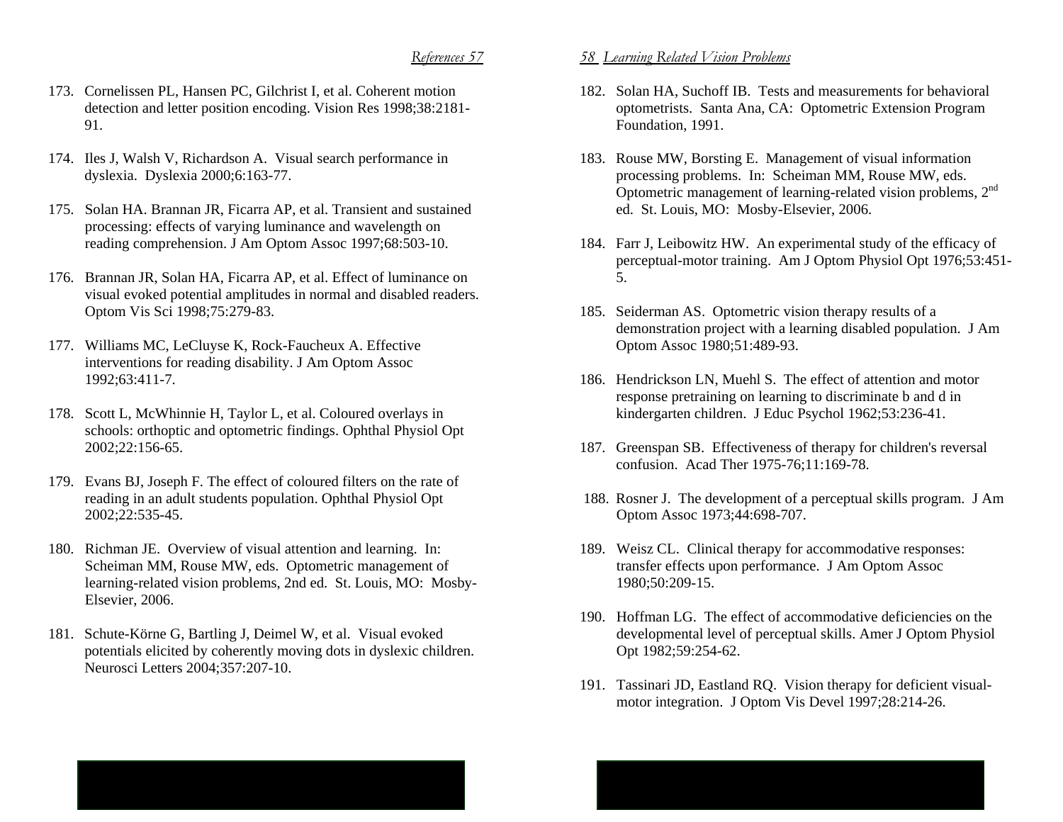173. Cornelissen PL, Hansen PC, Gilchrist I, et al. Coherent motion detection and letter position encoding. Vision Res 1998;38:2181-91.

174. Iles J, Walsh V, Richardson A. Visual search performance in dyslexia. Dyslexia 2000;6:163-77.

175. Solan HA. Brannan JR, Ficarra AP, et al. Transient and sustained processing: effects of varying luminance and wavelength on reading comprehension. J Am Optom Assoc 1997;68:503-10.

176. Brannan JR, Solan HA, Ficarra AP, et al. Effect of luminance on visual evoked potential amplitudes in normal and disabled readers. Optom Vis Sci 1998;75:279-83.

177. Williams MC, LeCluyse K, Rock-Faucheux A. Effective interventions for reading disability. J Am Optom Assoc 1992;63:411-7.

178. Scott L, McWhinnie H, Taylor L, et al. Coloured overlays in schools: orthoptic and optometric findings. Ophthal Physiol Opt 2002;22:156-65.

179. Evans BJ, Joseph F. The effect of coloured filters on the rate of reading in an adult students population. Ophthal Physiol Opt 2002;22:535-45.

180. Richman JE. Overview of visual attention and learning. In: Scheiman MM, Rouse MW, eds. Optometric management of learning-related vision problems, 2nd ed. St. Louis, MO: Mosby-Elsevier, 2006.

181. Schute-Körne G, Bartling J, Deimel W, et al. Visual evoked potentials elicited by coherently moving dots in dyslexic children. Neurosci Letters 2004;357:207-10.

182. Solan HA, Suchoff IB. Tests and measurements for behavioral optometrists. Santa Ana, CA: Optometric Extension Program Foundation, 1991.

183. Rouse MW, Borsting E. Management of visual information processing problems. In: Scheiman MM, Rouse MW, eds. Optometric management of learning-related vision problems, 2nd ed. St. Louis, MO: Mosby-Elsevier, 2006.

184. Farr J, Leibowitz HW. An experimental study of the efficacy of perceptual-motor training. Am J Optom Physiol Opt 1976;53:451-5.

185. Seiderman AS. Optometric vision therapy results of a demonstration project with a learning disabled population. J Am Optom Assoc 1980;51:489-93.

186. Hendrickson LN, Muehl S. The effect of attention and motor response pretraining on learning to discriminate b and d in kindergarten children. J Educ Psychol 1962;53:236-41.

187. Greenspan SB. Effectiveness of therapy for children's reversal confusion. Acad Ther 1975-76;11:169-78.

188. Rosner J. The development of a perceptual skills program. J Am Optom Assoc 1973;44:698-707.

189. Weisz CL. Clinical therapy for accommodative responses: transfer effects upon performance. J Am Optom Assoc 1980;50:209-15.

190. Hoffman LG. The effect of accommodative deficiencies on the developmental level of perceptual skills. Amer J Optom Physiol Opt 1982;59:254-62.

191. Tassinari JD, Eastland RQ. Vision therapy for deficient visual-motor integration. J Optom Vis Devel 1997;28:214-26.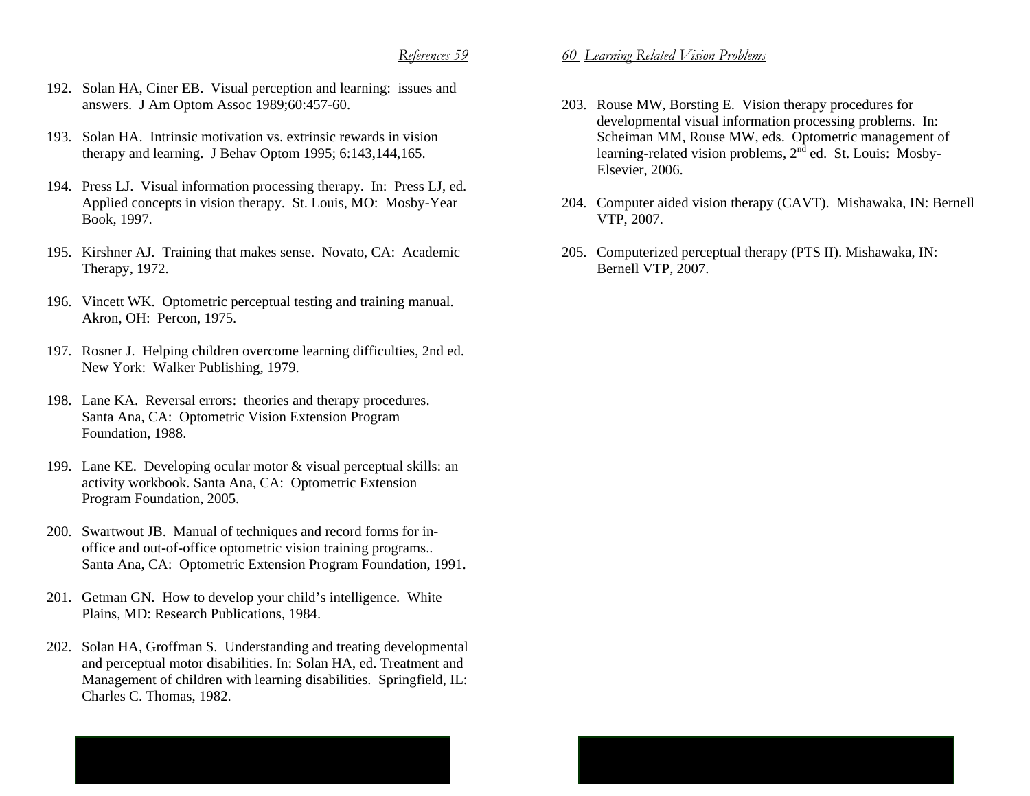192. Solan HA, Ciner EB. Visual perception and learning: issues and answers. J Am Optom Assoc 1989;60:457-60.

193. Solan HA. Intrinsic motivation vs. extrinsic rewards in vision therapy and learning. J Behav Optom 1995; 6:143,144,165.

194. Press LJ. Visual information processing therapy. In: Press LJ, ed. Applied concepts in vision therapy. St. Louis, MO: Mosby-Year Book, 1997.

195. Kirshner AJ. Training that makes sense. Novato, CA: Academic Therapy, 1972.

196. Vincett WK. Optometric perceptual testing and training manual. Akron, OH: Percon, 1975.

197. Rosner J. Helping children overcome learning difficulties, 2nd ed. New York: Walker Publishing, 1979.

198. Lane KA. Reversal errors: theories and therapy procedures. Santa Ana, CA: Optometric Vision Extension Program Foundation, 1988.

199. Lane KE. Developing ocular motor & visual perceptual skills: an activity workbook. Santa Ana, CA: Optometric Extension Program Foundation, 2005.

200. Swartwout JB. Manual of techniques and record forms for in-office and out-of-office optometric vision training programs.. Santa Ana, CA: Optometric Extension Program Foundation, 1991.

201. Getman GN. How to develop your child's intelligence. White Plains, MD: Research Publications, 1984.

202. Solan HA, Groffman S. Understanding and treating developmental and perceptual motor disabilities. In: Solan HA, ed. Treatment and Management of children with learning disabilities. Springfield, IL: Charles C. Thomas, 1982.

203. Rouse MW, Borsting E. Vision therapy procedures for developmental visual information processing problems. In: Scheiman MM, Rouse MW, eds. Optometric management of learning-related vision problems, 2nd ed. St. Louis: Mosby-Elsevier, 2006.

204. Computer aided vision therapy (CAVT). Mishawaka, IN: Bernell VTP, 2007.

205. Computerized perceptual therapy (PTS II). Mishawaka, IN: Bernell VTP, 2007.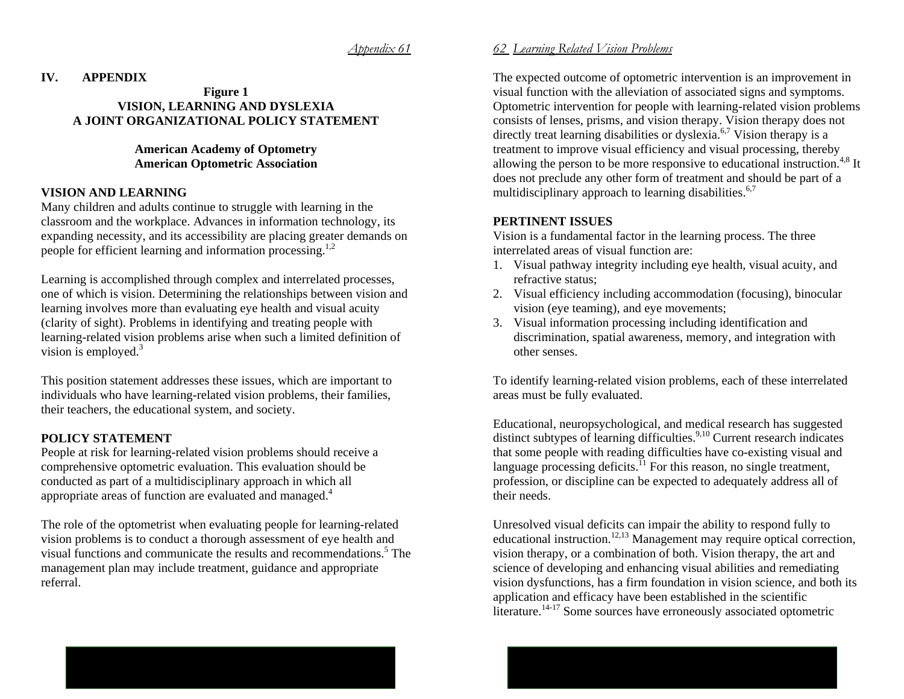## IV. APPENDIX

### Figure 1
### VISION, LEARNING AND DYSLEXIA
### A JOINT ORGANIZATIONAL POLICY STATEMENT

**American Academy of Optometry**
**American Optometric Association**

**VISION AND LEARNING**

Many children and adults continue to struggle with learning in the classroom and the workplace. Advances in information technology, its expanding necessity, and its accessibility are placing greater demands on people for efficient learning and information processing.[1,2]

Learning is accomplished through complex and interrelated processes, one of which is vision. Determining the relationships between vision and learning involves more than evaluating eye health and visual acuity (clarity of sight). Problems in identifying and treating people with learning-related vision problems arise when such a limited definition of vision is employed.[3]

This position statement addresses these issues, which are important to individuals who have learning-related vision problems, their families, their teachers, the educational system, and society.

**POLICY STATEMENT**

People at risk for learning-related vision problems should receive a comprehensive optometric evaluation. This evaluation should be conducted as part of a multidisciplinary approach in which all appropriate areas of function are evaluated and managed.[4]

The role of the optometrist when evaluating people for learning-related vision problems is to conduct a thorough assessment of eye health and visual functions and communicate the results and recommendations.[5] The management plan may include treatment, guidance and appropriate referral.

The expected outcome of optometric intervention is an improvement in visual function with the alleviation of associated signs and symptoms. Optometric intervention for people with learning-related vision problems consists of lenses, prisms, and vision therapy. Vision therapy does not directly treat learning disabilities or dyslexia.[6,7] Vision therapy is a treatment to improve visual efficiency and visual processing, thereby allowing the person to be more responsive to educational instruction.[4,8] It does not preclude any other form of treatment and should be part of a multidisciplinary approach to learning disabilities.[6,7]

**PERTINENT ISSUES**

Vision is a fundamental factor in the learning process. The three interrelated areas of visual function are:

1. Visual pathway integrity including eye health, visual acuity, and refractive status;
2. Visual efficiency including accommodation (focusing), binocular vision (eye teaming), and eye movements;
3. Visual information processing including identification and discrimination, spatial awareness, memory, and integration with other senses.

To identify learning-related vision problems, each of these interrelated areas must be fully evaluated.

Educational, neuropsychological, and medical research has suggested distinct subtypes of learning difficulties.[9,10] Current research indicates that some people with reading difficulties have co-existing visual and language processing deficits.[11] For this reason, no single treatment, profession, or discipline can be expected to adequately address all of their needs.

Unresolved visual deficits can impair the ability to respond fully to educational instruction.[12,13] Management may require optical correction, vision therapy, or a combination of both. Vision therapy, the art and science of developing and enhancing visual abilities and remediating vision dysfunctions, has a firm foundation in vision science, and both its application and efficacy have been established in the scientific literature.[14-17] Some sources have erroneously associated optometric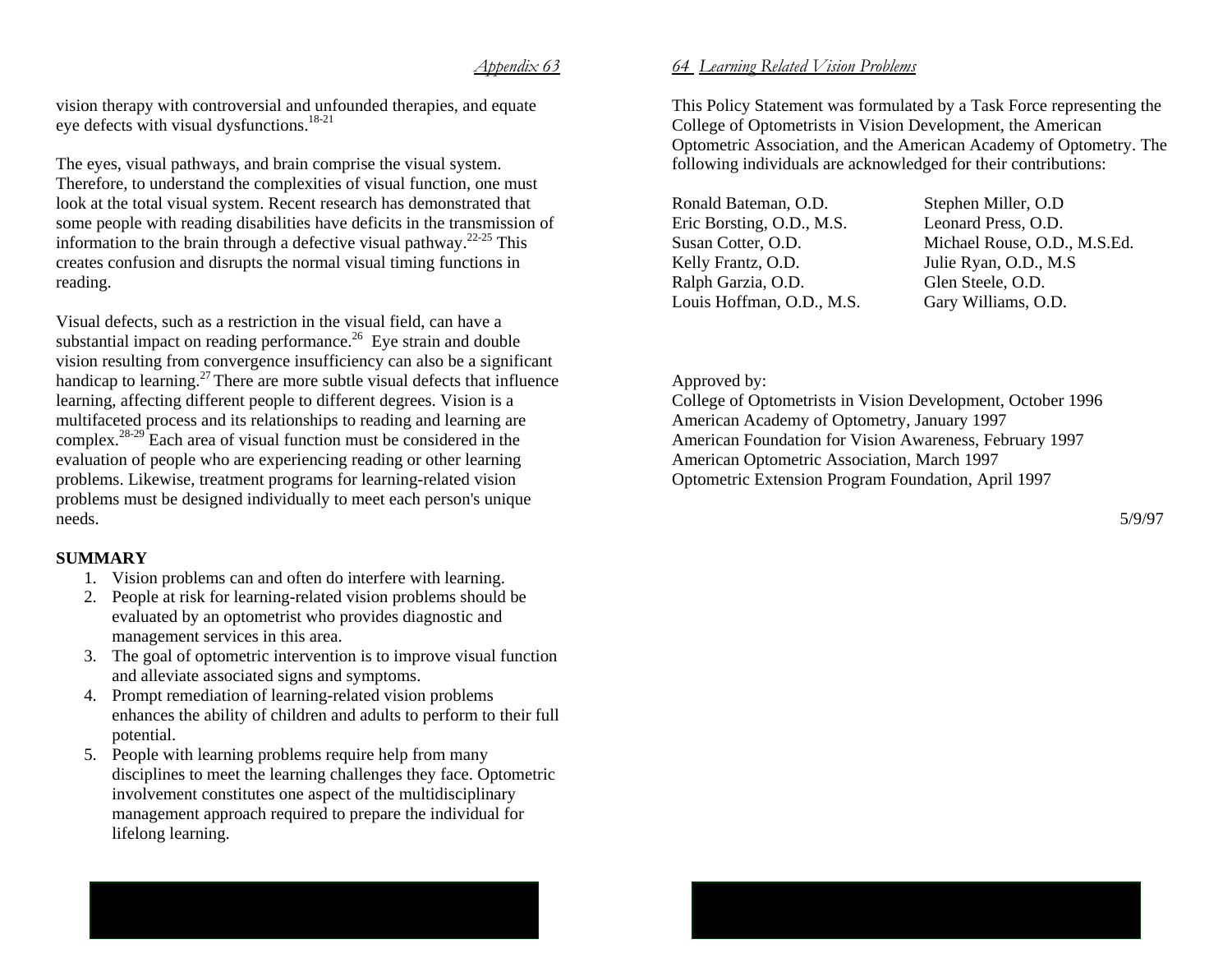vision therapy with controversial and unfounded therapies, and equate eye defects with visual dysfunctions.[18-21]

The eyes, visual pathways, and brain comprise the visual system. Therefore, to understand the complexities of visual function, one must look at the total visual system. Recent research has demonstrated that some people with reading disabilities have deficits in the transmission of information to the brain through a defective visual pathway.[22-25] This creates confusion and disrupts the normal visual timing functions in reading.

Visual defects, such as a restriction in the visual field, can have a substantial impact on reading performance.[26] Eye strain and double vision resulting from convergence insufficiency can also be a significant handicap to learning.[27] There are more subtle visual defects that influence learning, affecting different people to different degrees. Vision is a multifaceted process and its relationships to reading and learning are complex.[28-29] Each area of visual function must be considered in the evaluation of people who are experiencing reading or other learning problems. Likewise, treatment programs for learning-related vision problems must be designed individually to meet each person's unique needs.

**SUMMARY**

1. Vision problems can and often do interfere with learning.
2. People at risk for learning-related vision problems should be evaluated by an optometrist who provides diagnostic and management services in this area.
3. The goal of optometric intervention is to improve visual function and alleviate associated signs and symptoms.
4. Prompt remediation of learning-related vision problems enhances the ability of children and adults to perform to their full potential.
5. People with learning problems require help from many disciplines to meet the learning challenges they face. Optometric involvement constitutes one aspect of the multidisciplinary management approach required to prepare the individual for lifelong learning.

This Policy Statement was formulated by a Task Force representing the College of Optometrists in Vision Development, the American Optometric Association, and the American Academy of Optometry. The following individuals are acknowledged for their contributions:

Ronald Bateman, O.D.
Eric Borsting, O.D., M.S.
Susan Cotter, O.D.
Kelly Frantz, O.D.
Ralph Garzia, O.D.
Louis Hoffman, O.D., M.S.
Stephen Miller, O.D
Leonard Press, O.D.
Michael Rouse, O.D., M.S.Ed.
Julie Ryan, O.D., M.S
Glen Steele, O.D.
Gary Williams, O.D.

Approved by:
College of Optometrists in Vision Development, October 1996
American Academy of Optometry, January 1997
American Foundation for Vision Awareness, February 1997
American Optometric Association, March 1997
Optometric Extension Program Foundation, April 1997

5/9/97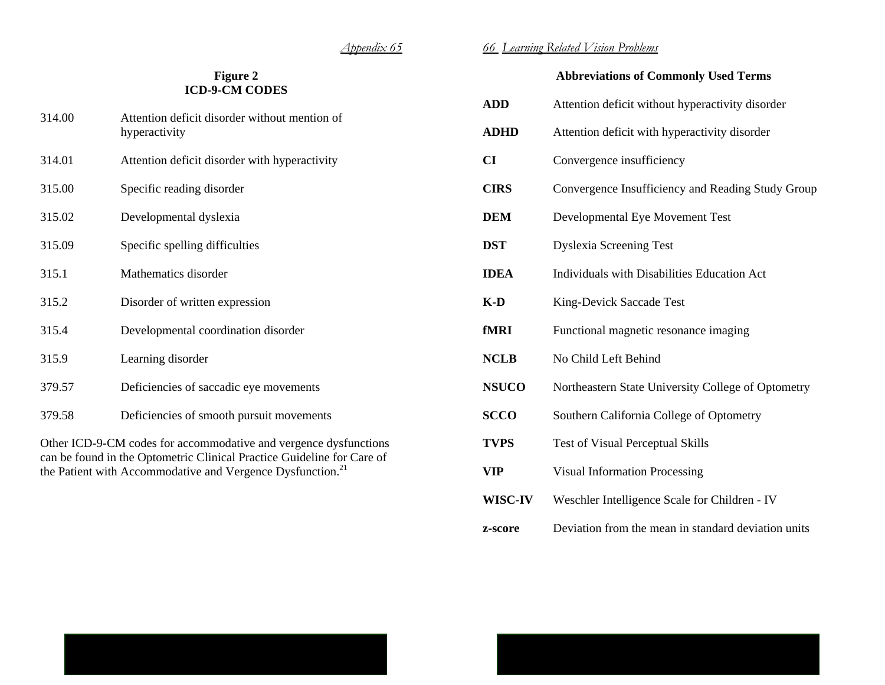**Figure 2**
**ICD-9-CM CODES**

| Code | Description |
|---|---|
| 314.00 | Attention deficit disorder without mention of hyperactivity |
| 314.01 | Attention deficit disorder with hyperactivity |
| 315.00 | Specific reading disorder |
| 315.02 | Developmental dyslexia |
| 315.09 | Specific spelling difficulties |
| 315.1 | Mathematics disorder |
| 315.2 | Disorder of written expression |
| 315.4 | Developmental coordination disorder |
| 315.9 | Learning disorder |
| 379.57 | Deficiencies of saccadic eye movements |
| 379.58 | Deficiencies of smooth pursuit movements |

Other ICD-9-CM codes for accommodative and vergence dysfunctions can be found in the Optometric Clinical Practice Guideline for Care of the Patient with Accommodative and Vergence Dysfunction.[21]

**Abbreviations of Commonly Used Terms**

| Abbreviation | Term |
|---|---|
| **ADD** | Attention deficit without hyperactivity disorder |
| **ADHD** | Attention deficit with hyperactivity disorder |
| **CI** | Convergence insufficiency |
| **CIRS** | Convergence Insufficiency and Reading Study Group |
| **DEM** | Developmental Eye Movement Test |
| **DST** | Dyslexia Screening Test |
| **IDEA** | Individuals with Disabilities Education Act |
| **K-D** | King-Devick Saccade Test |
| **fMRI** | Functional magnetic resonance imaging |
| **NCLB** | No Child Left Behind |
| **NSUCO** | Northeastern State University College of Optometry |
| **SCCO** | Southern California College of Optometry |
| **TVPS** | Test of Visual Perceptual Skills |
| **VIP** | Visual Information Processing |
| **WISC-IV** | Weschler Intelligence Scale for Children - IV |
| **z-score** | Deviation from the mean in standard deviation units |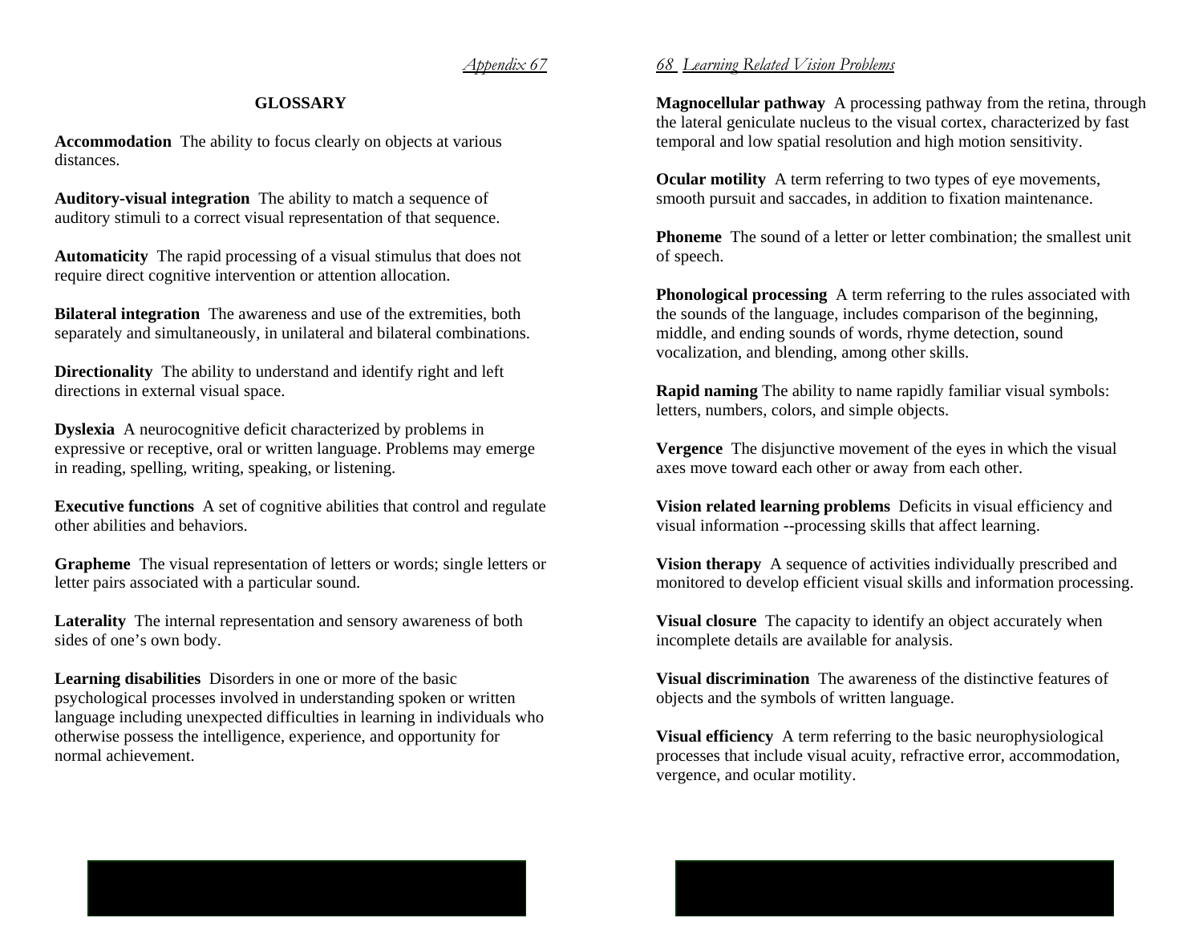## GLOSSARY

**Accommodation** The ability to focus clearly on objects at various distances.

**Auditory-visual integration** The ability to match a sequence of auditory stimuli to a correct visual representation of that sequence.

**Automaticity** The rapid processing of a visual stimulus that does not require direct cognitive intervention or attention allocation.

**Bilateral integration** The awareness and use of the extremities, both separately and simultaneously, in unilateral and bilateral combinations.

**Directionality** The ability to understand and identify right and left directions in external visual space.

**Dyslexia** A neurocognitive deficit characterized by problems in expressive or receptive, oral or written language. Problems may emerge in reading, spelling, writing, speaking, or listening.

**Executive functions** A set of cognitive abilities that control and regulate other abilities and behaviors.

**Grapheme** The visual representation of letters or words; single letters or letter pairs associated with a particular sound.

**Laterality** The internal representation and sensory awareness of both sides of one's own body.

**Learning disabilities** Disorders in one or more of the basic psychological processes involved in understanding spoken or written language including unexpected difficulties in learning in individuals who otherwise possess the intelligence, experience, and opportunity for normal achievement.

**Magnocellular pathway** A processing pathway from the retina, through the lateral geniculate nucleus to the visual cortex, characterized by fast temporal and low spatial resolution and high motion sensitivity.

**Ocular motility** A term referring to two types of eye movements, smooth pursuit and saccades, in addition to fixation maintenance.

**Phoneme** The sound of a letter or letter combination; the smallest unit of speech.

**Phonological processing** A term referring to the rules associated with the sounds of the language, includes comparison of the beginning, middle, and ending sounds of words, rhyme detection, sound vocalization, and blending, among other skills.

**Rapid naming** The ability to name rapidly familiar visual symbols: letters, numbers, colors, and simple objects.

**Vergence** The disjunctive movement of the eyes in which the visual axes move toward each other or away from each other.

**Vision related learning problems** Deficits in visual efficiency and visual information --processing skills that affect learning.

**Vision therapy** A sequence of activities individually prescribed and monitored to develop efficient visual skills and information processing.

**Visual closure** The capacity to identify an object accurately when incomplete details are available for analysis.

**Visual discrimination** The awareness of the distinctive features of objects and the symbols of written language.

**Visual efficiency** A term referring to the basic neurophysiological processes that include visual acuity, refractive error, accommodation, vergence, and ocular motility.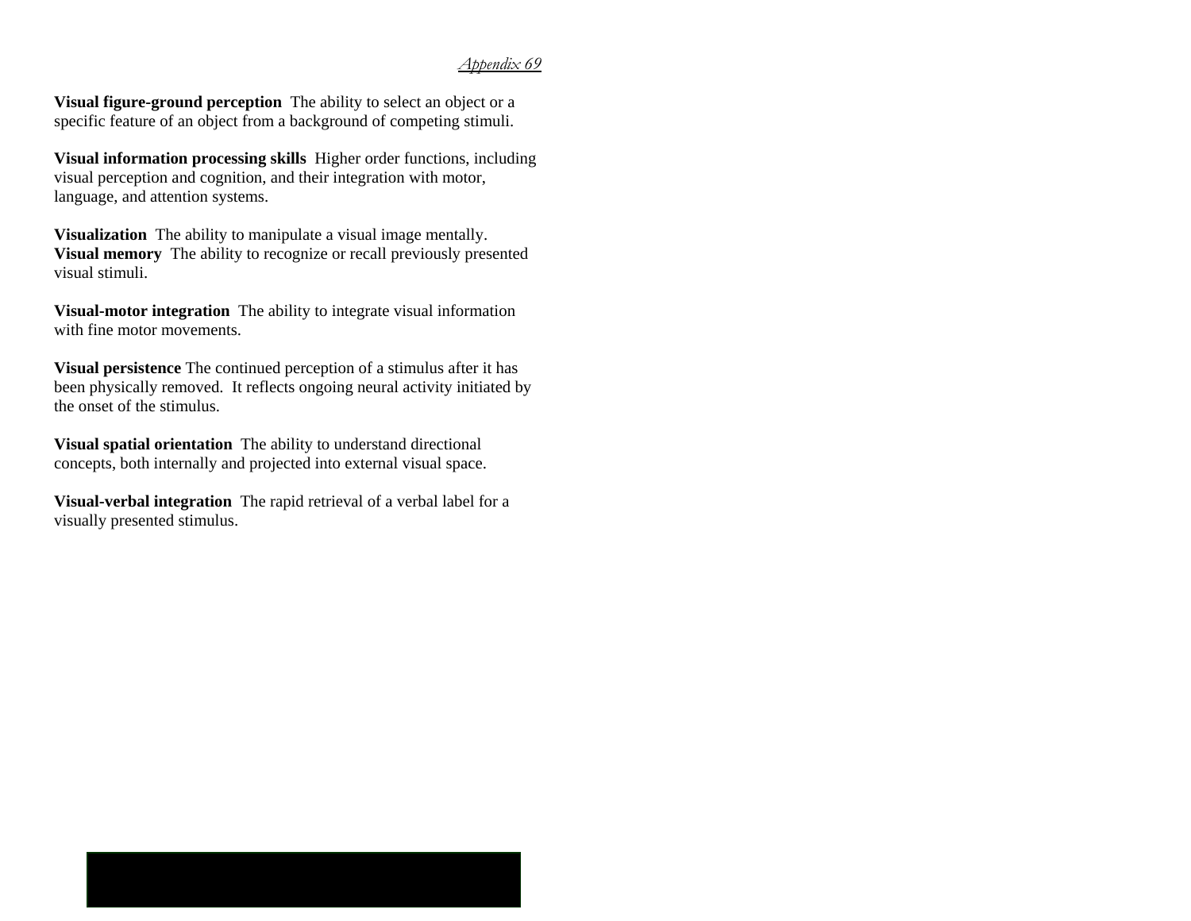**Visual figure-ground perception** The ability to select an object or a specific feature of an object from a background of competing stimuli.

**Visual information processing skills** Higher order functions, including visual perception and cognition, and their integration with motor, language, and attention systems.

**Visualization** The ability to manipulate a visual image mentally.
**Visual memory** The ability to recognize or recall previously presented visual stimuli.

**Visual-motor integration** The ability to integrate visual information with fine motor movements.

**Visual persistence** The continued perception of a stimulus after it has been physically removed. It reflects ongoing neural activity initiated by the onset of the stimulus.

**Visual spatial orientation** The ability to understand directional concepts, both internally and projected into external visual space.

**Visual-verbal integration** The rapid retrieval of a verbal label for a visually presented stimulus.